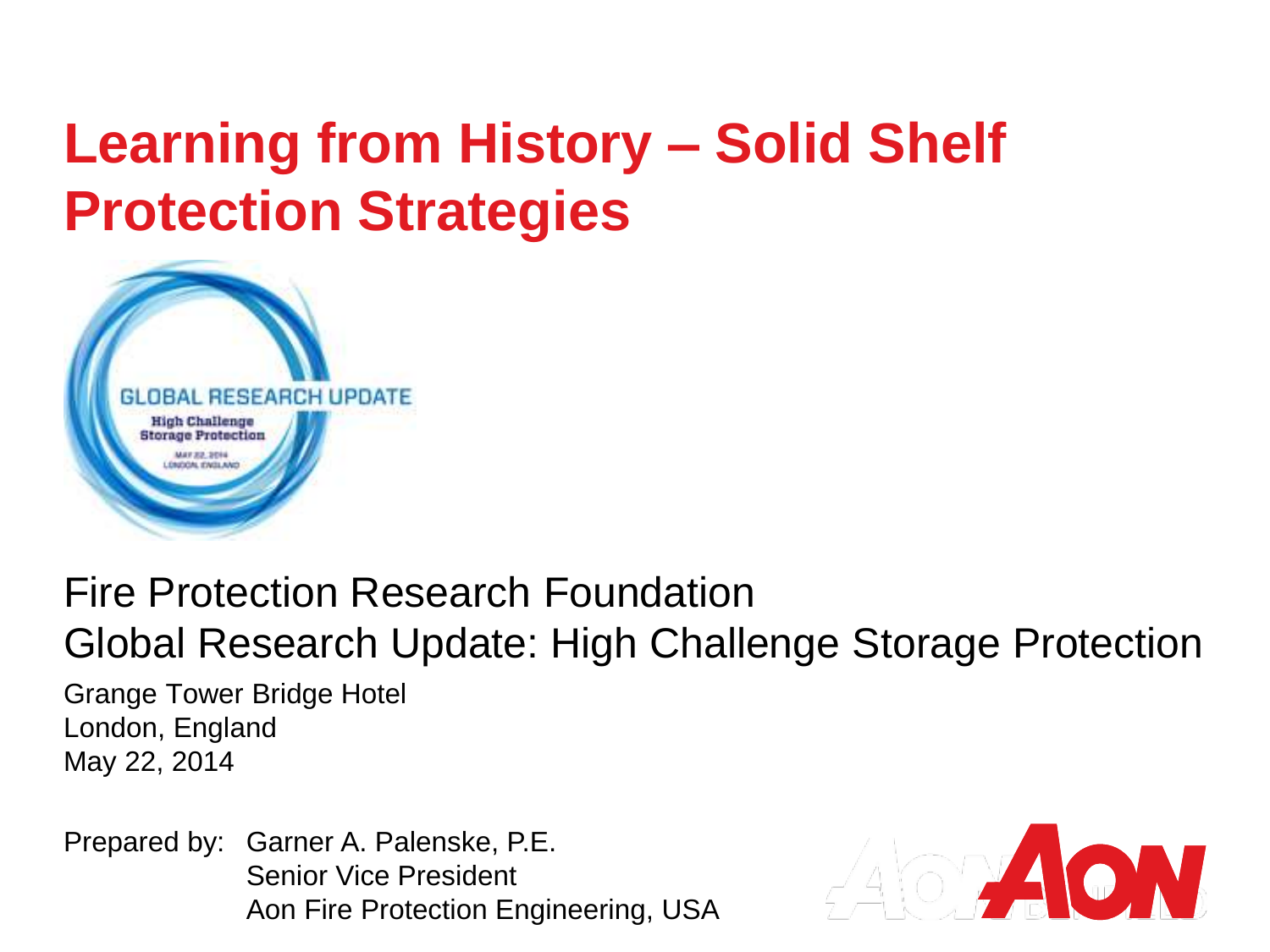# Learning from History – Solid Shelf Protection Strategies

Fire Protection Research Foundation

Global Research Update: High Challenge Storage Protection

Grange Tower Bridge Hotel
London, England
May 22, 2014

Prepared by: Garner A. Palenske, P.E.
Senior Vice President
Aon Fire Protection Engineering, USA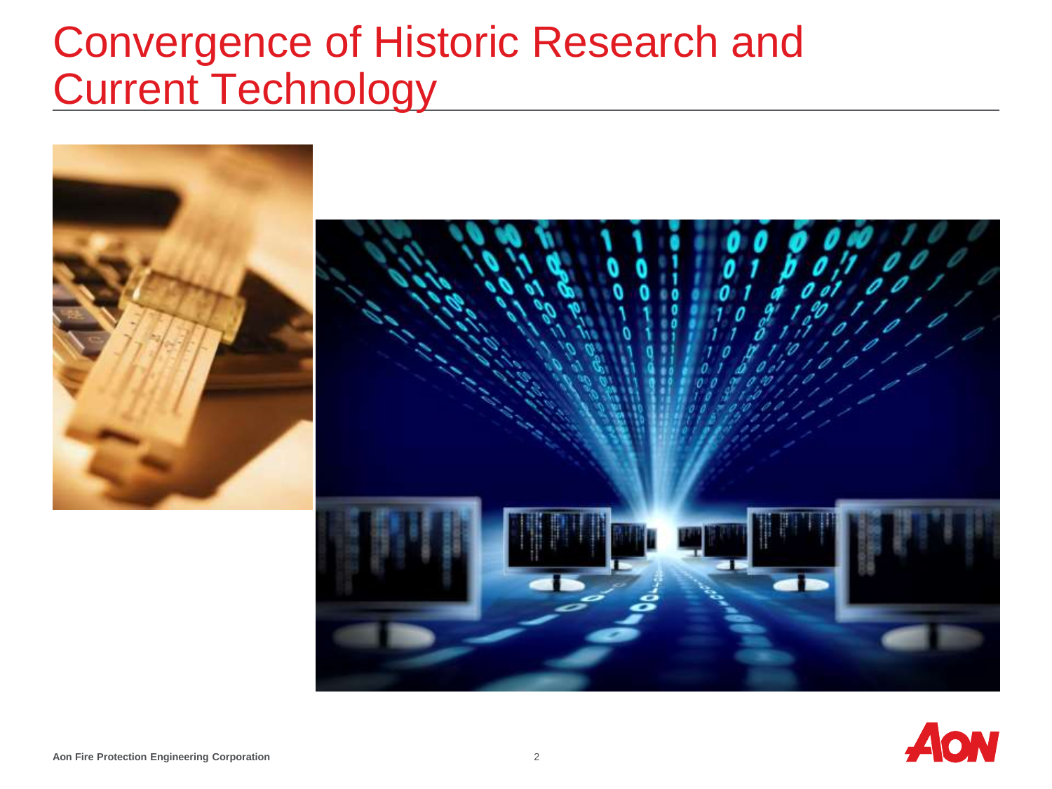# Convergence of Historic Research and Current Technology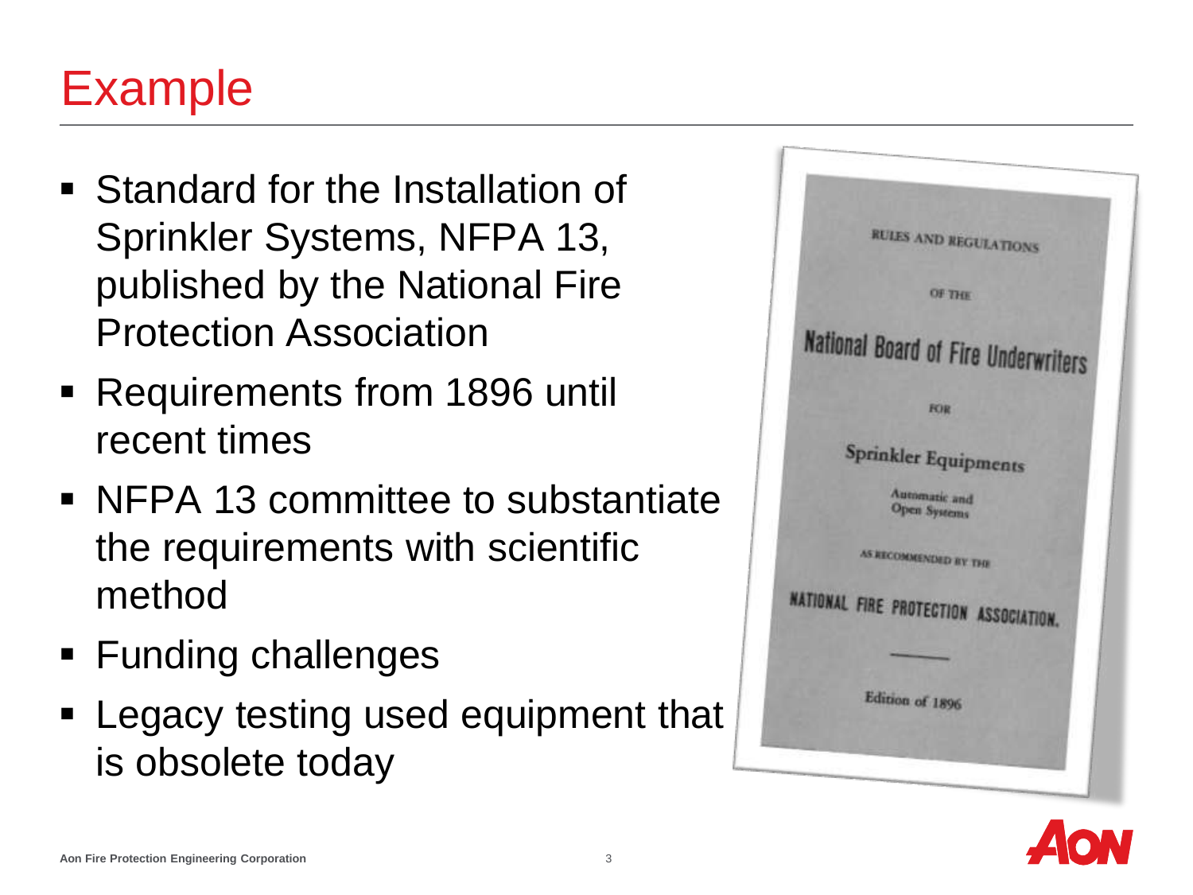# Example

- Standard for the Installation of Sprinkler Systems, NFPA 13, published by the National Fire Protection Association
- Requirements from 1896 until recent times
- NFPA 13 committee to substantiate the requirements with scientific method
- Funding challenges
- Legacy testing used equipment that is obsolete today

RULES AND REGULATIONS

OF THE

National Board of Fire Underwriters

FOR

Sprinkler Equipments

Automatic and Open Systems

AS RECOMMENDED BY THE

NATIONAL FIRE PROTECTION ASSOCIATION.

Edition of 1896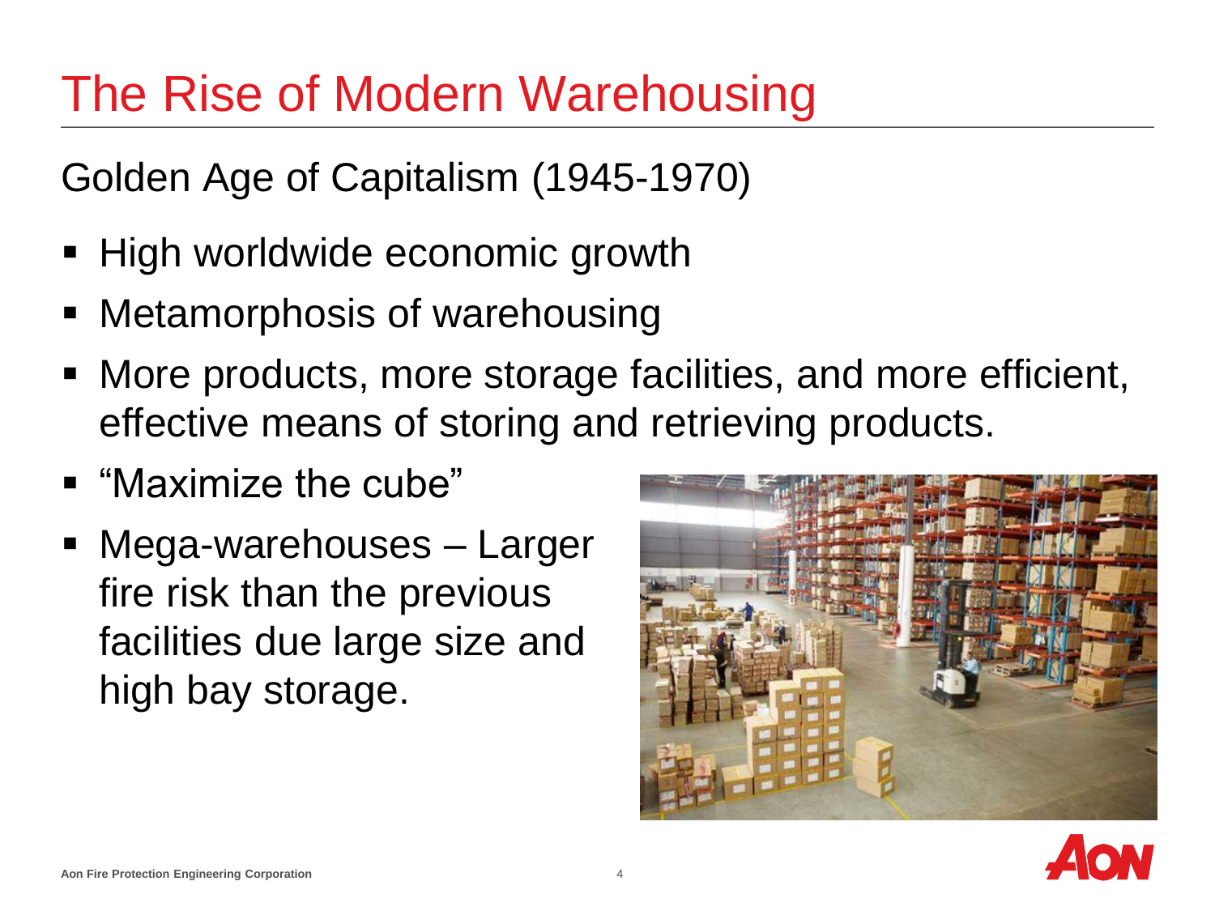# The Rise of Modern Warehousing

Golden Age of Capitalism (1945-1970)

- High worldwide economic growth
- Metamorphosis of warehousing
- More products, more storage facilities, and more efficient, effective means of storing and retrieving products.
- "Maximize the cube"
- Mega-warehouses – Larger fire risk than the previous facilities due large size and high bay storage.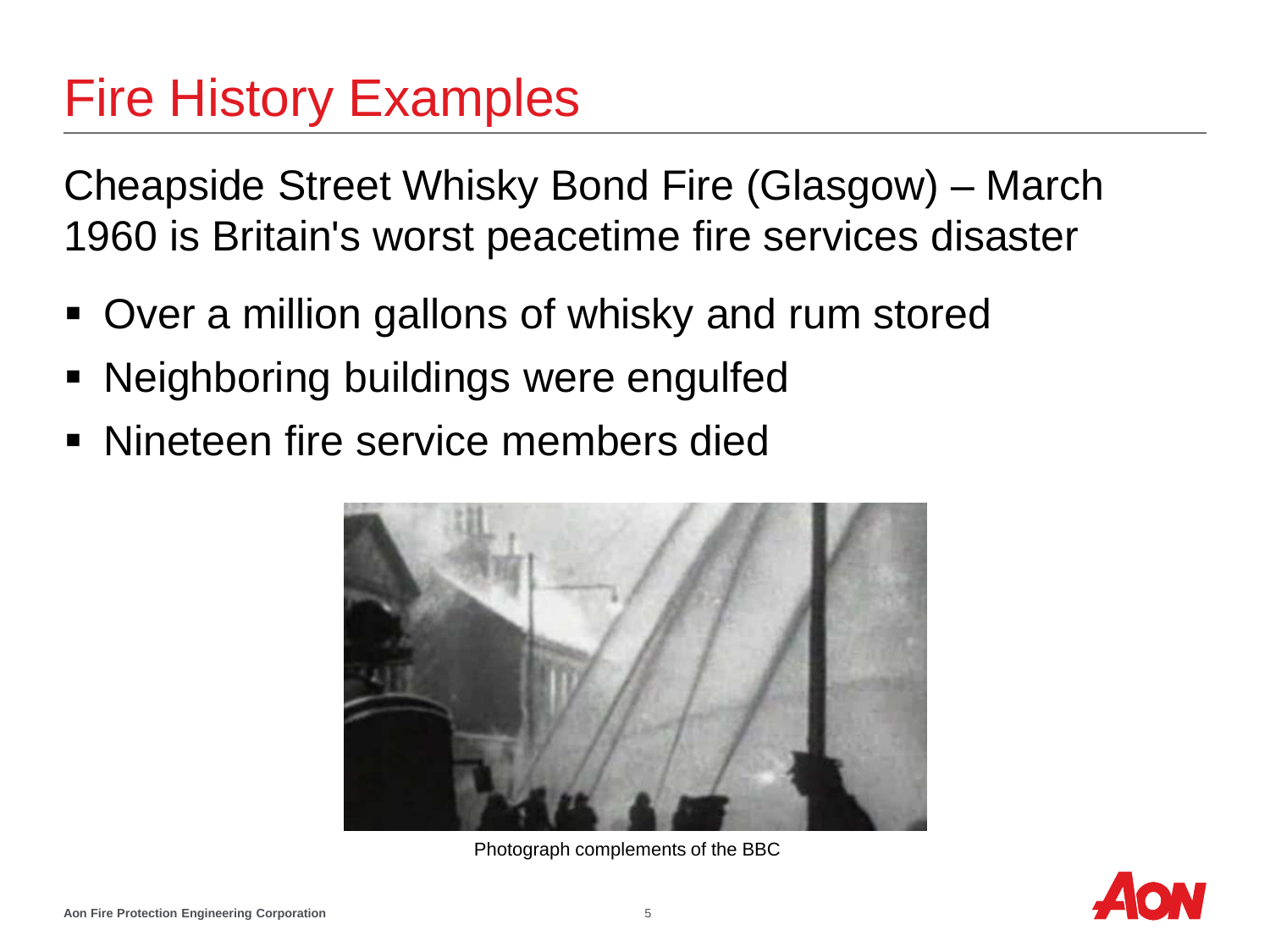# Fire History Examples

Cheapside Street Whisky Bond Fire (Glasgow) – March 1960 is Britain's worst peacetime fire services disaster

- Over a million gallons of whisky and rum stored
- Neighboring buildings were engulfed
- Nineteen fire service members died

Photograph complements of the BBC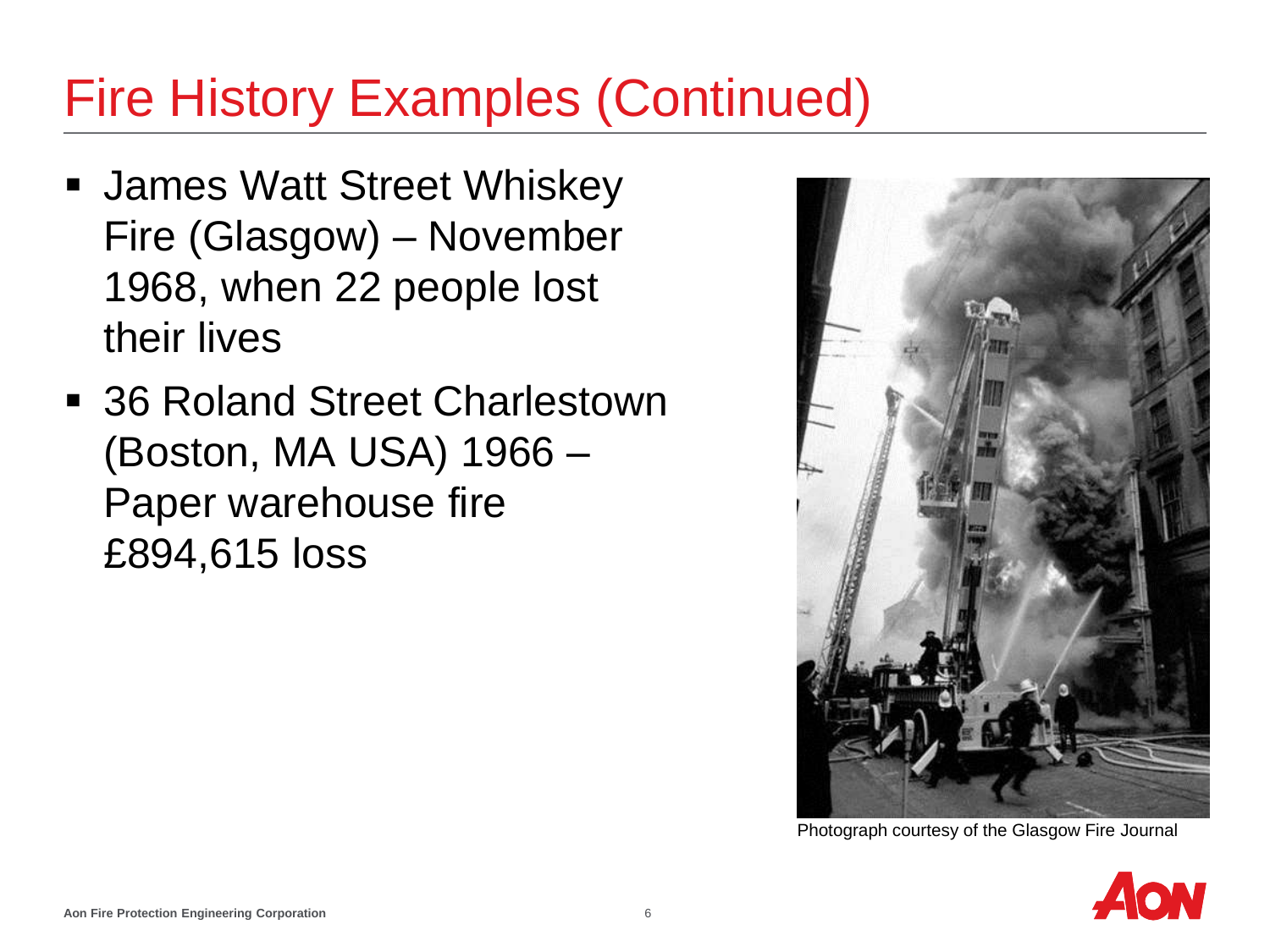# Fire History Examples (Continued)

- James Watt Street Whiskey Fire (Glasgow) – November 1968, when 22 people lost their lives
- 36 Roland Street Charlestown (Boston, MA USA) 1966 – Paper warehouse fire £894,615 loss

Photograph courtesy of the Glasgow Fire Journal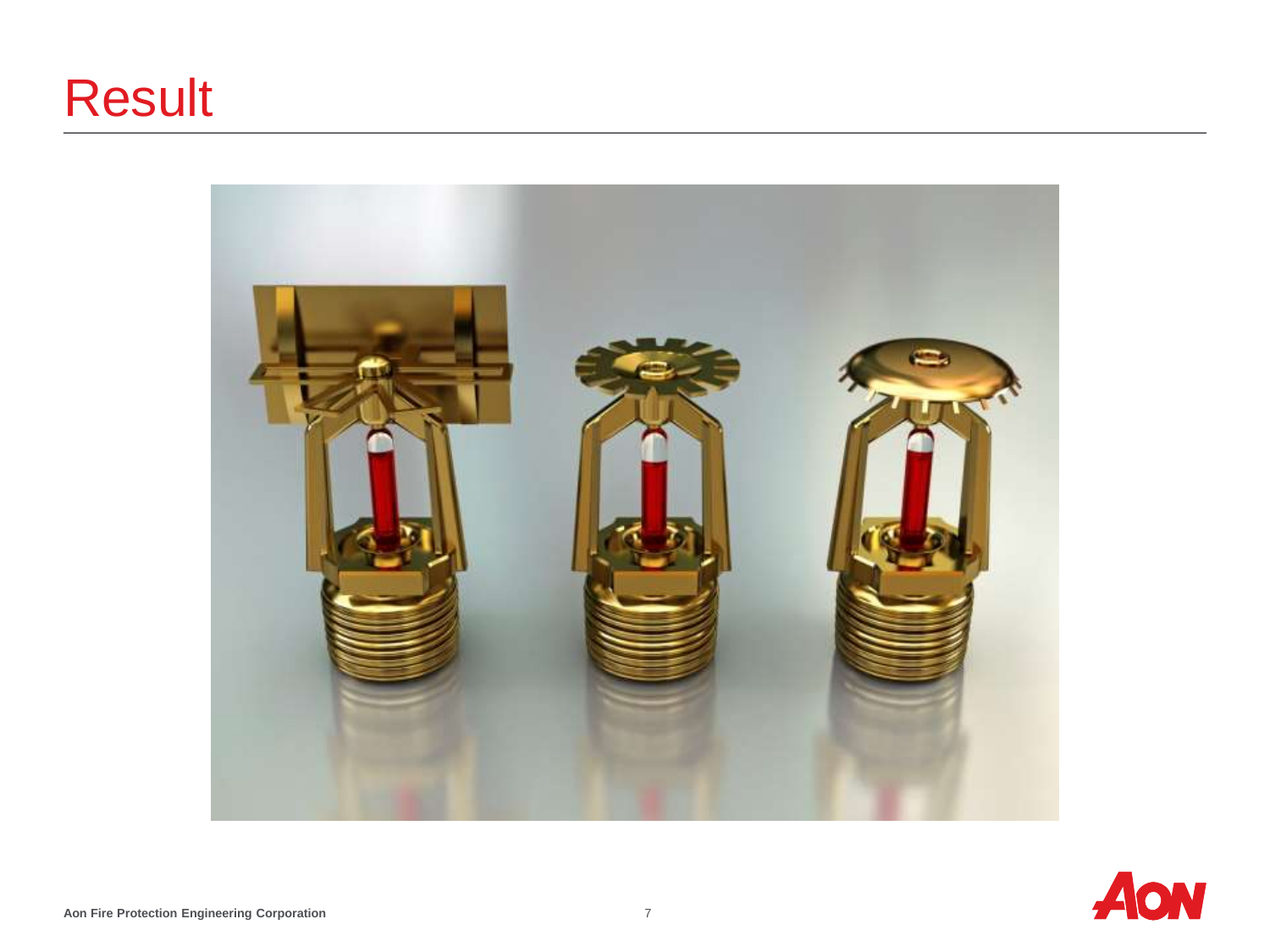# Result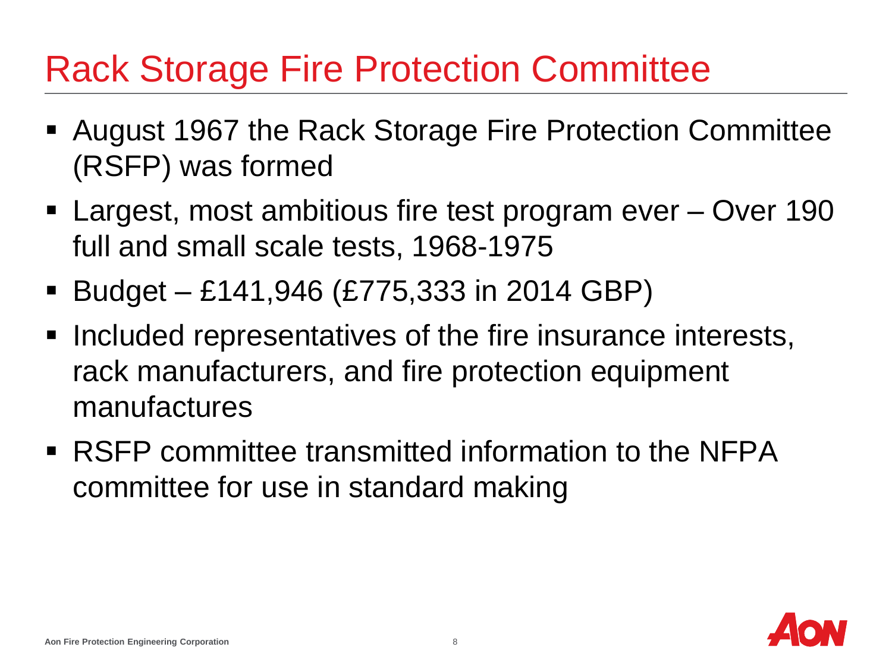# Rack Storage Fire Protection Committee

- August 1967 the Rack Storage Fire Protection Committee (RSFP) was formed
- Largest, most ambitious fire test program ever – Over 190 full and small scale tests, 1968-1975
- Budget – £141,946 (£775,333 in 2014 GBP)
- Included representatives of the fire insurance interests, rack manufacturers, and fire protection equipment manufactures
- RSFP committee transmitted information to the NFPA committee for use in standard making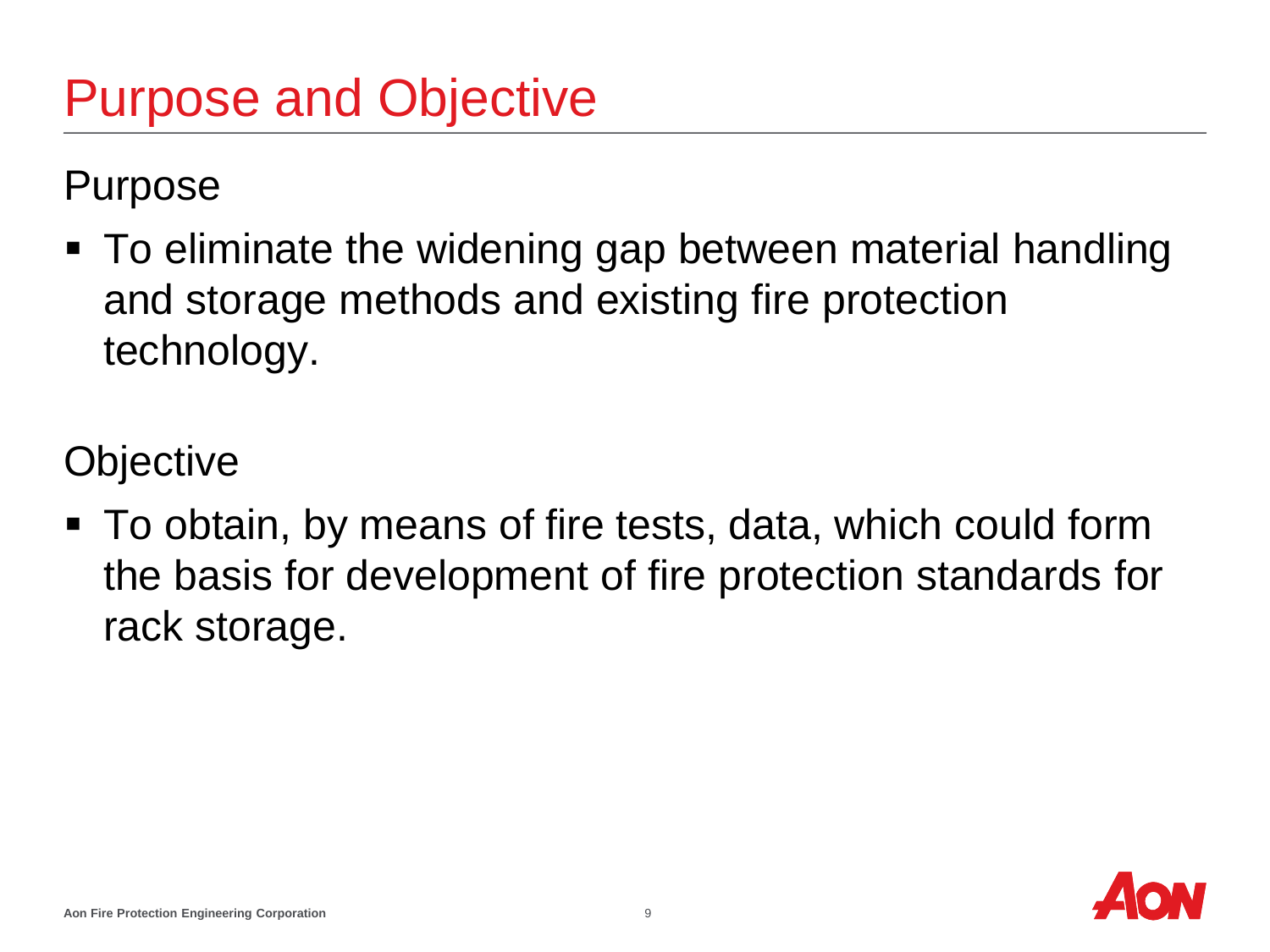# Purpose and Objective

## Purpose

- To eliminate the widening gap between material handling and storage methods and existing fire protection technology.

## Objective

- To obtain, by means of fire tests, data, which could form the basis for development of fire protection standards for rack storage.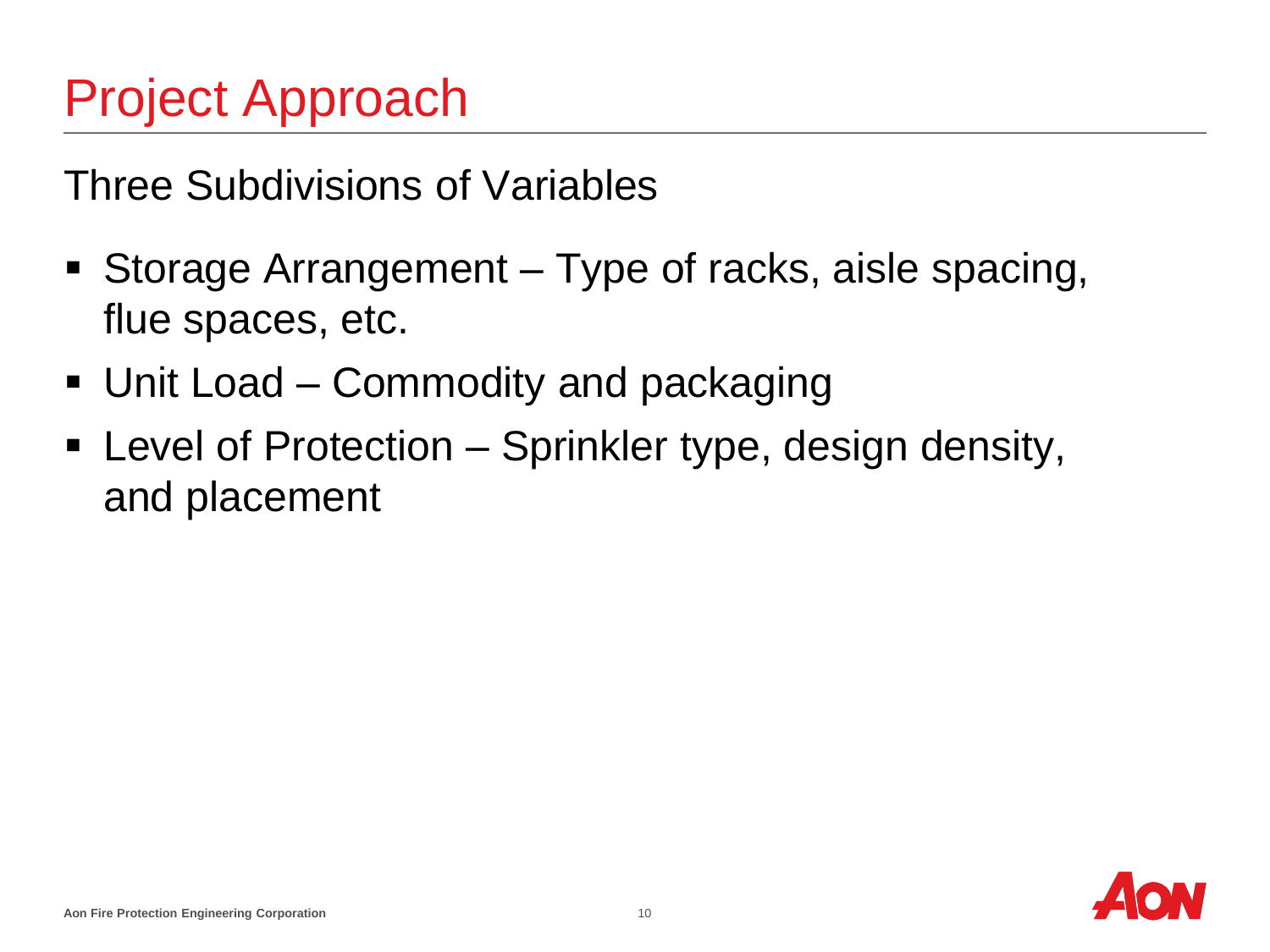# Project Approach

Three Subdivisions of Variables

- Storage Arrangement – Type of racks, aisle spacing, flue spaces, etc.
- Unit Load – Commodity and packaging
- Level of Protection – Sprinkler type, design density, and placement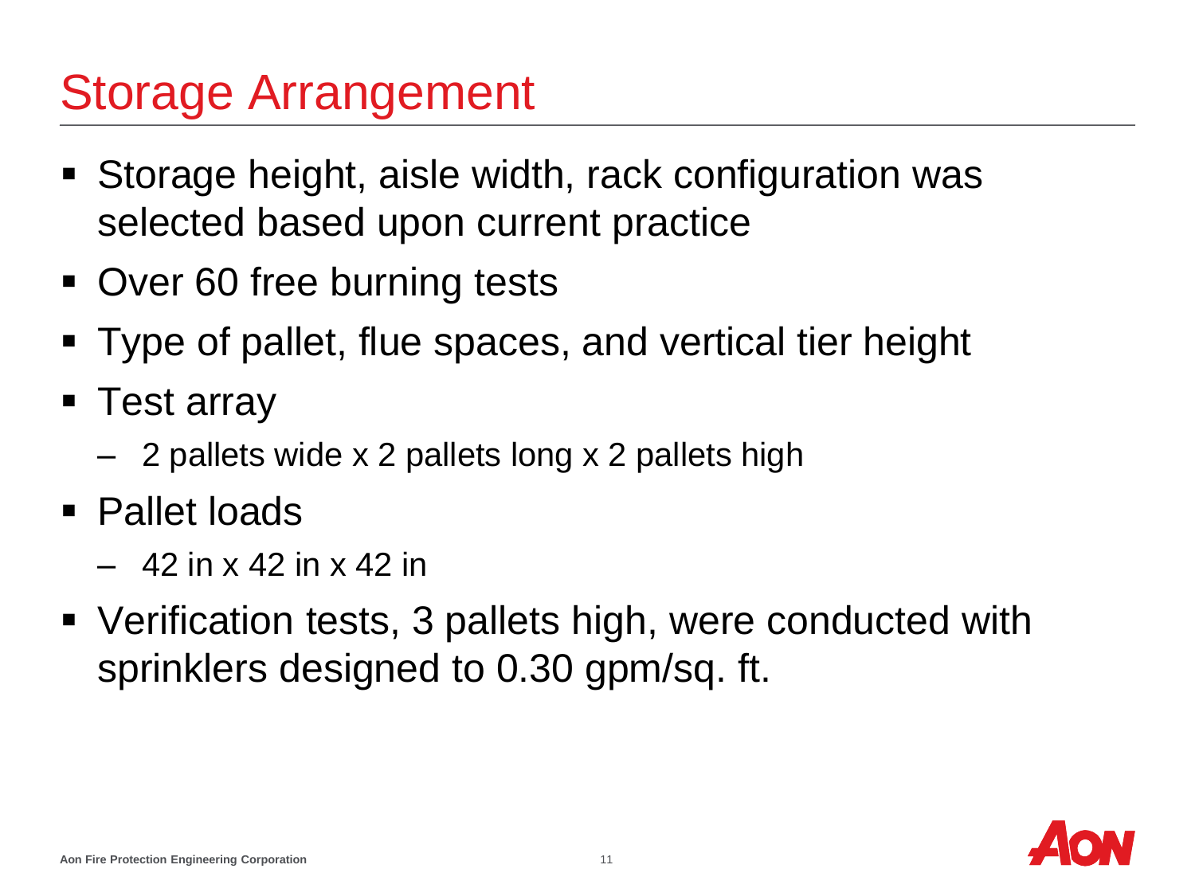# Storage Arrangement

- Storage height, aisle width, rack configuration was selected based upon current practice
- Over 60 free burning tests
- Type of pallet, flue spaces, and vertical tier height
- Test array
  - 2 pallets wide x 2 pallets long x 2 pallets high
- Pallet loads
  - 42 in x 42 in x 42 in
- Verification tests, 3 pallets high, were conducted with sprinklers designed to 0.30 gpm/sq. ft.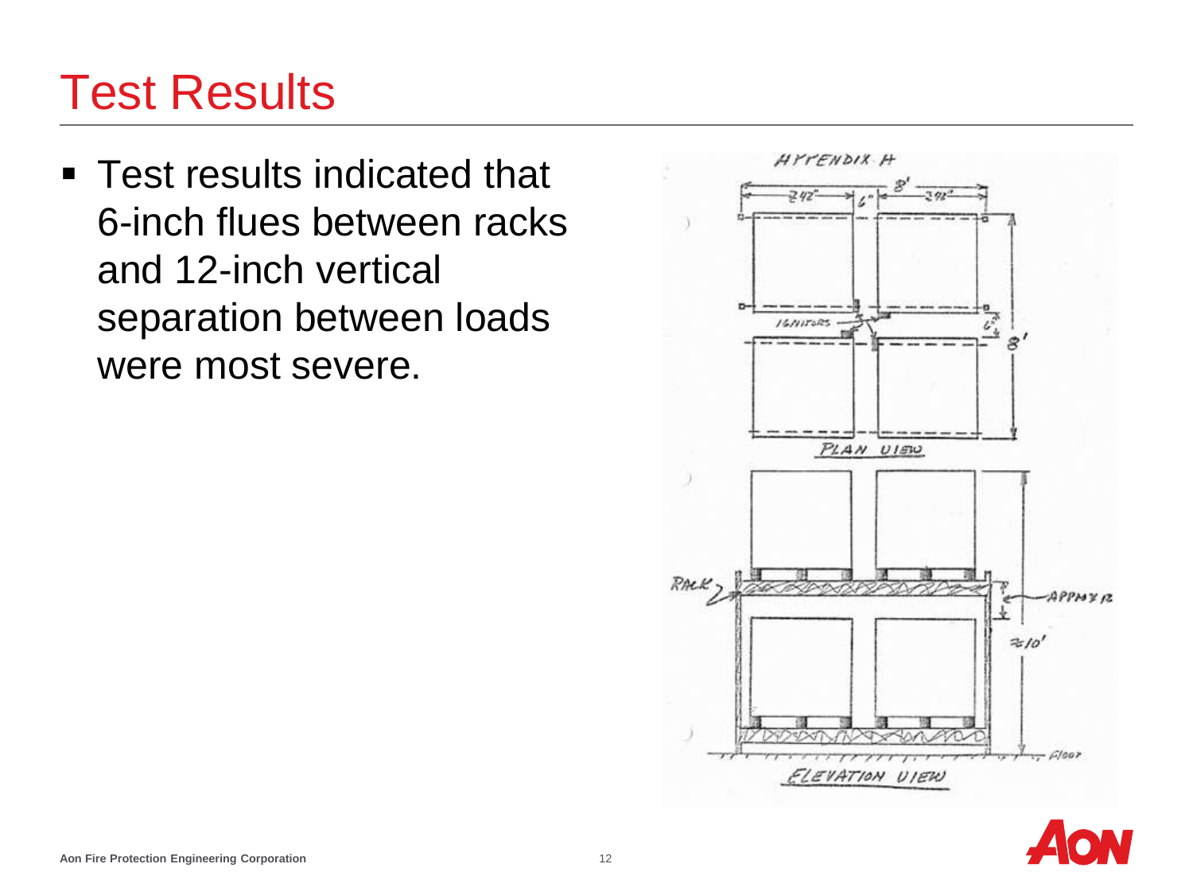# Test Results

- Test results indicated that 6-inch flues between racks and 12-inch vertical separation between loads were most severe.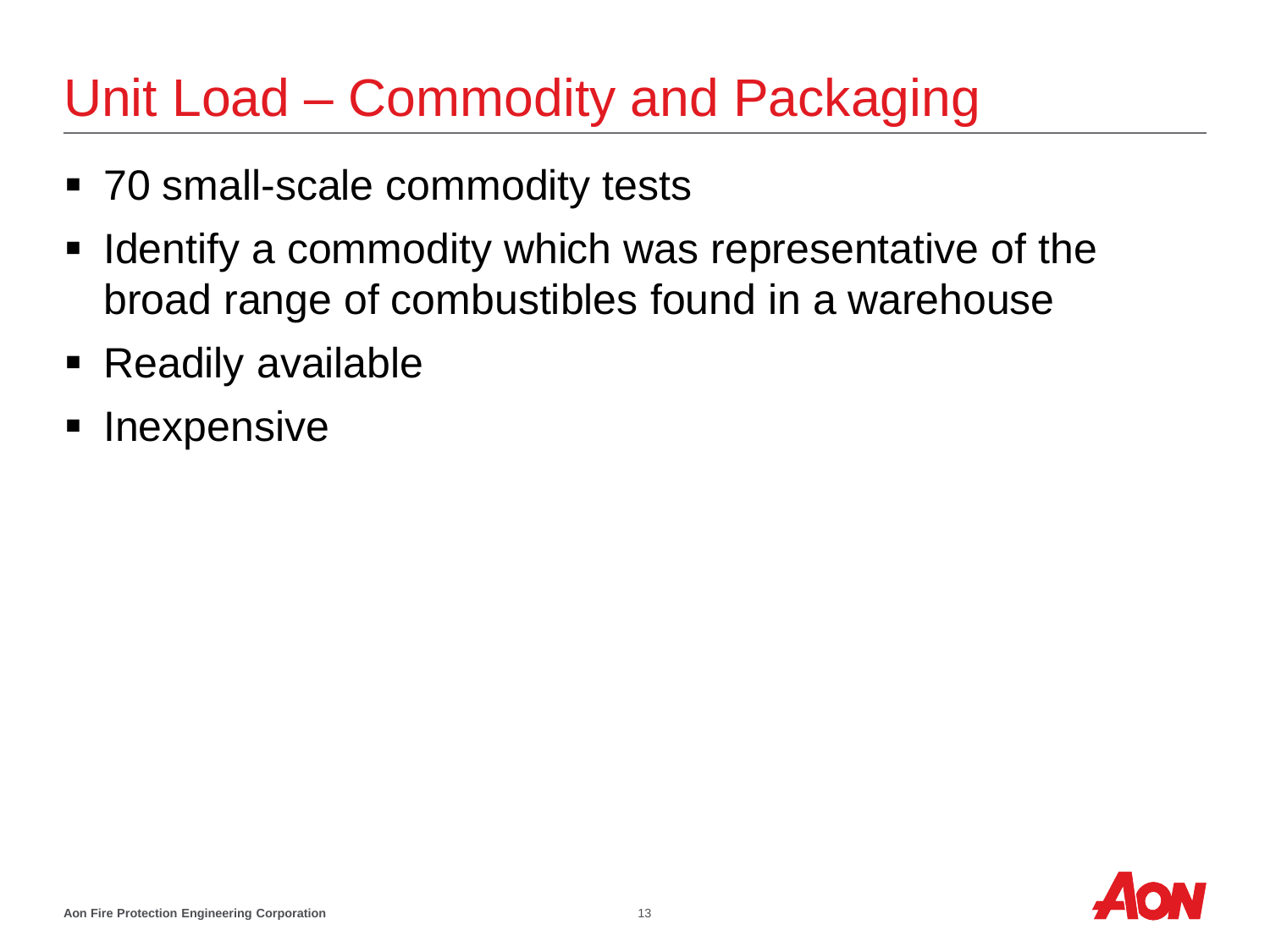# Unit Load – Commodity and Packaging

- 70 small-scale commodity tests
- Identify a commodity which was representative of the broad range of combustibles found in a warehouse
- Readily available
- Inexpensive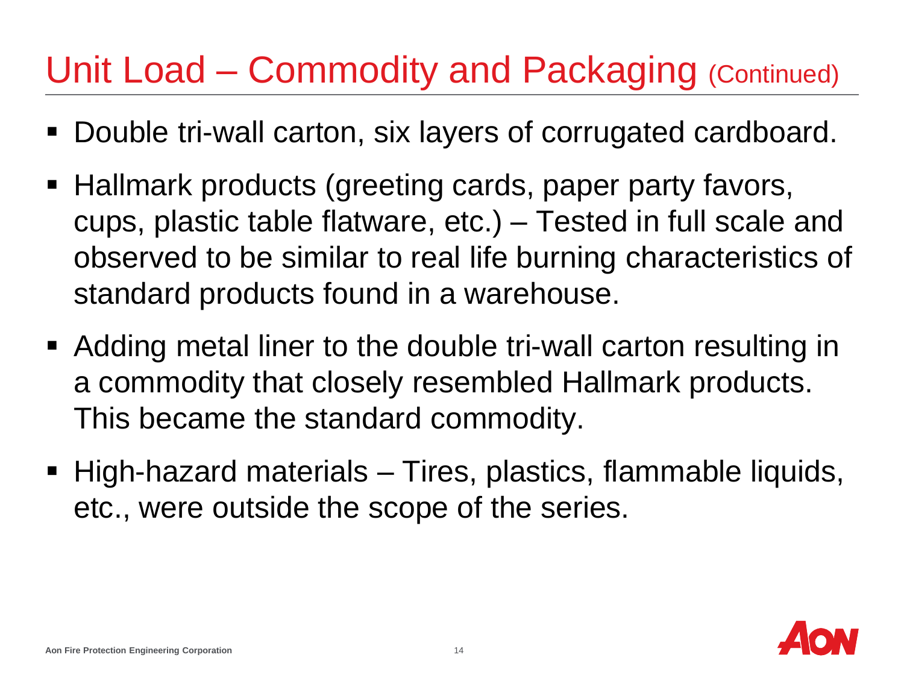# Unit Load – Commodity and Packaging (Continued)

- Double tri-wall carton, six layers of corrugated cardboard.
- Hallmark products (greeting cards, paper party favors, cups, plastic table flatware, etc.) – Tested in full scale and observed to be similar to real life burning characteristics of standard products found in a warehouse.
- Adding metal liner to the double tri-wall carton resulting in a commodity that closely resembled Hallmark products. This became the standard commodity.
- High-hazard materials – Tires, plastics, flammable liquids, etc., were outside the scope of the series.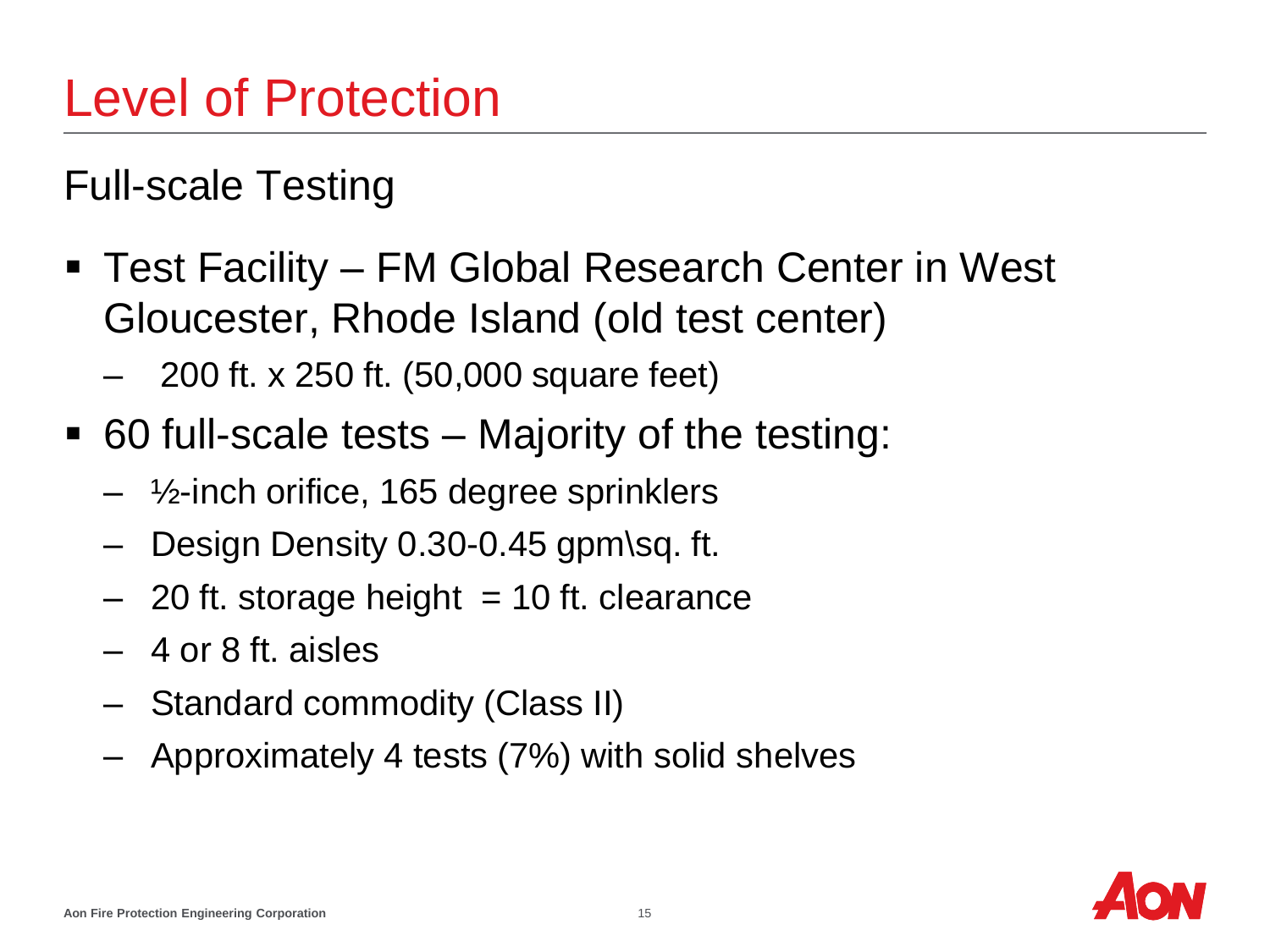# Level of Protection

## Full-scale Testing

- Test Facility – FM Global Research Center in West Gloucester, Rhode Island (old test center)
  - 200 ft. x 250 ft. (50,000 square feet)
- 60 full-scale tests – Majority of the testing:
  - ½-inch orifice, 165 degree sprinklers
  - Design Density 0.30-0.45 gpm\sq. ft.
  - 20 ft. storage height = 10 ft. clearance
  - 4 or 8 ft. aisles
  - Standard commodity (Class II)
  - Approximately 4 tests (7%) with solid shelves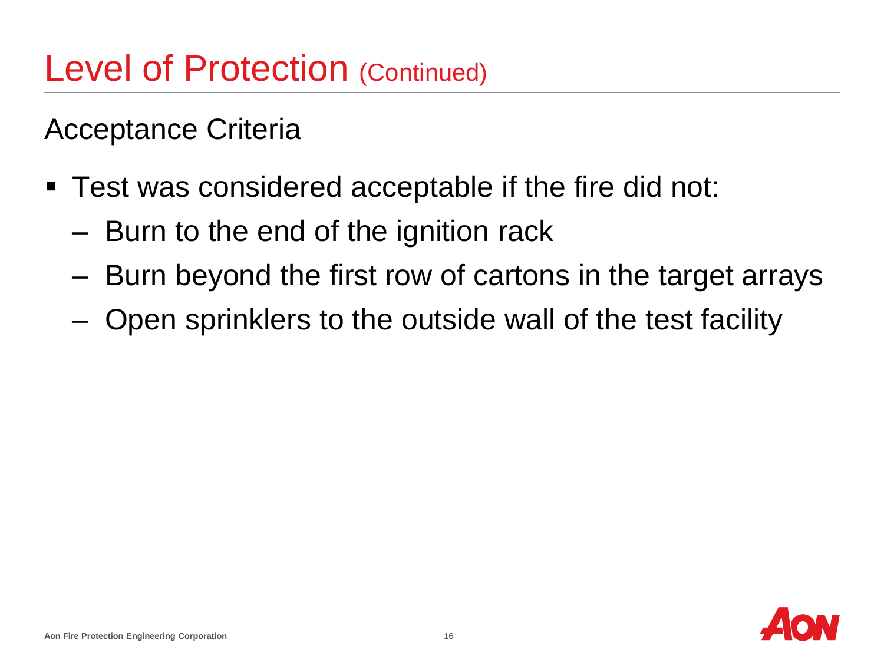# Level of Protection (Continued)

## Acceptance Criteria

- Test was considered acceptable if the fire did not:
  - Burn to the end of the ignition rack
  - Burn beyond the first row of cartons in the target arrays
  - Open sprinklers to the outside wall of the test facility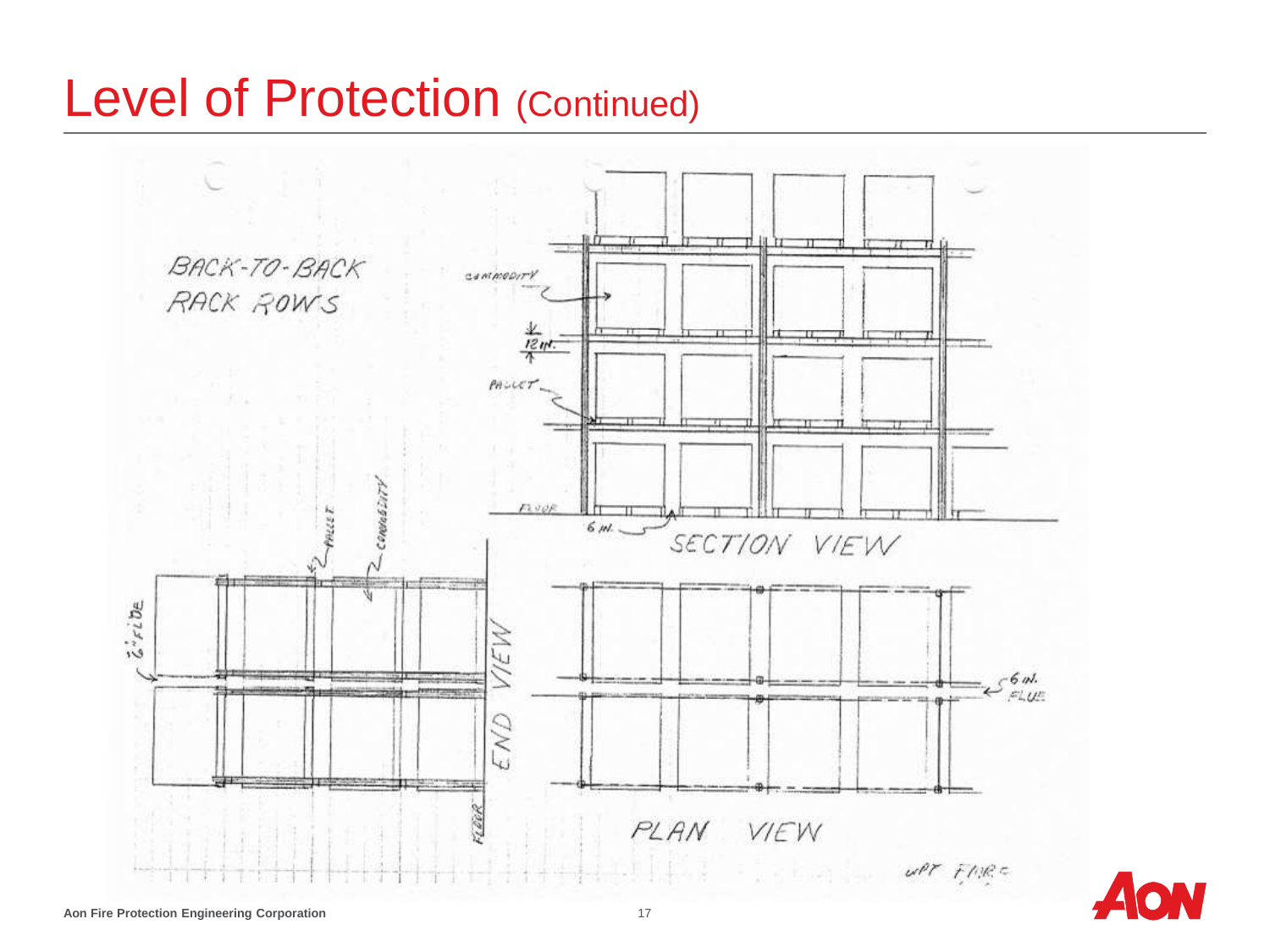# Level of Protection (Continued)

BACK-TO-BACK RACK ROWS

COMMODITY

12 IN.

PALLET

FLOOR

6 IN.

SECTION VIEW

PALLET

COMMODITY

6" FLUE

END VIEW

FLOOR

6 IN. FLUE

PLAN VIEW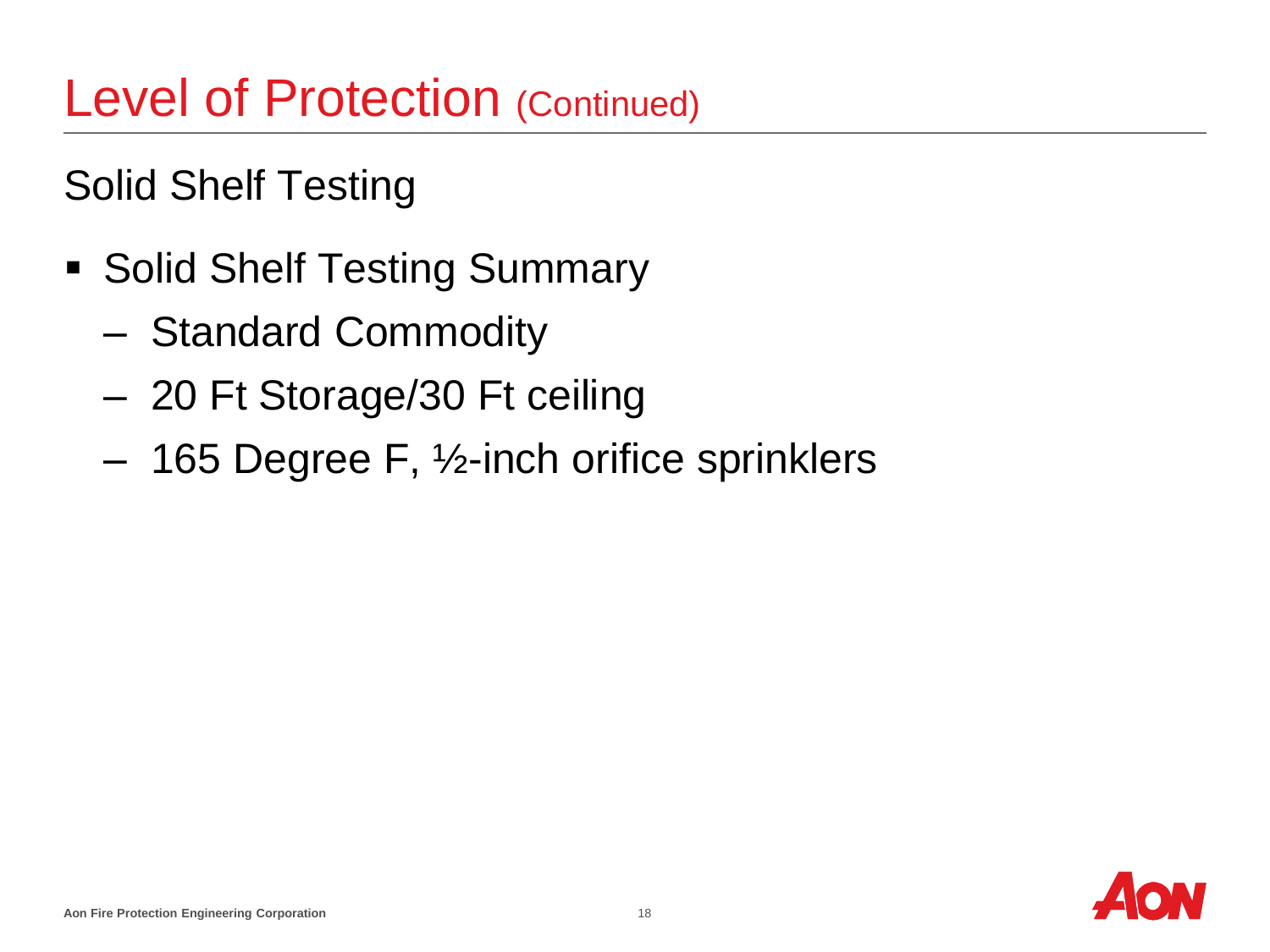# Level of Protection (Continued)

## Solid Shelf Testing

- Solid Shelf Testing Summary
  - Standard Commodity
  - 20 Ft Storage/30 Ft ceiling
  - 165 Degree F, ½-inch orifice sprinklers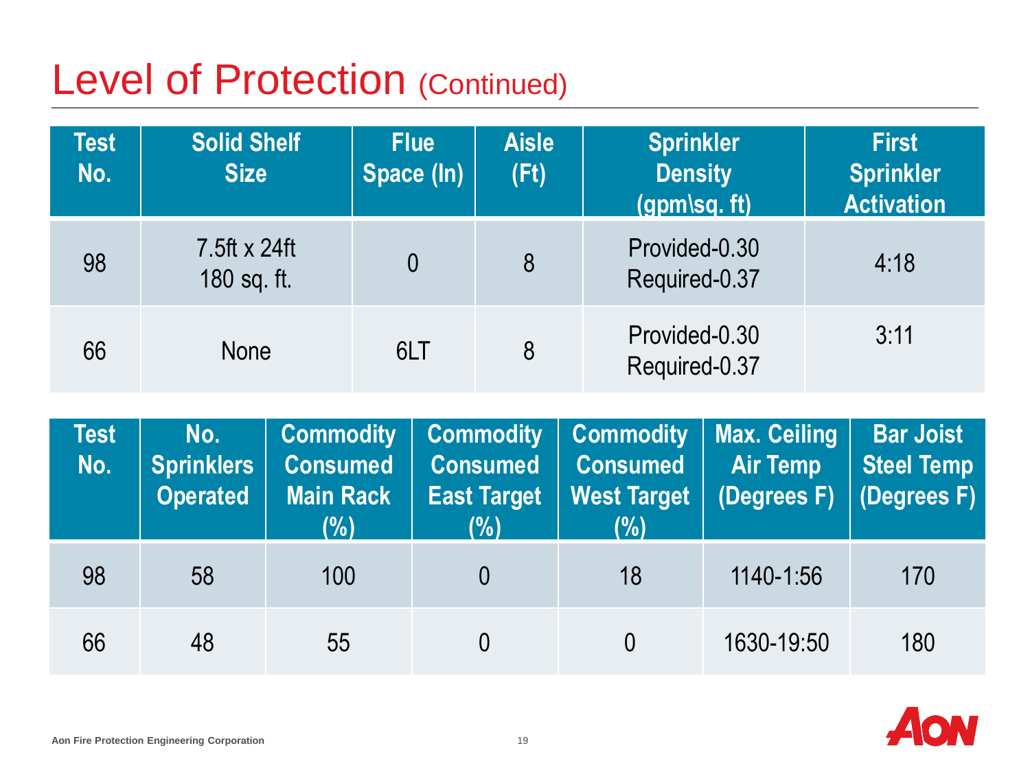# Level of Protection (Continued)

| Test No. | Solid Shelf Size | Flue Space (In) | Aisle (Ft) | Sprinkler Density (gpm\sq. ft) | First Sprinkler Activation |
|---|---|---|---|---|---|
| 98 | 7.5ft x 24ft<br>180 sq. ft. | 0 | 8 | Provided-0.30<br>Required-0.37 | 4:18 |
| 66 | None | 6LT | 8 | Provided-0.30<br>Required-0.37 | 3:11 |

| Test No. | No. Sprinklers Operated | Commodity Consumed Main Rack (%) | Commodity Consumed East Target (%) | Commodity Consumed West Target (%) | Max. Ceiling Air Temp (Degrees F) | Bar Joist Steel Temp (Degrees F) |
|---|---|---|---|---|---|---|
| 98 | 58 | 100 | 0 | 18 | 1140-1:56 | 170 |
| 66 | 48 | 55 | 0 | 0 | 1630-19:50 | 180 |

Aon Fire Protection Engineering Corporation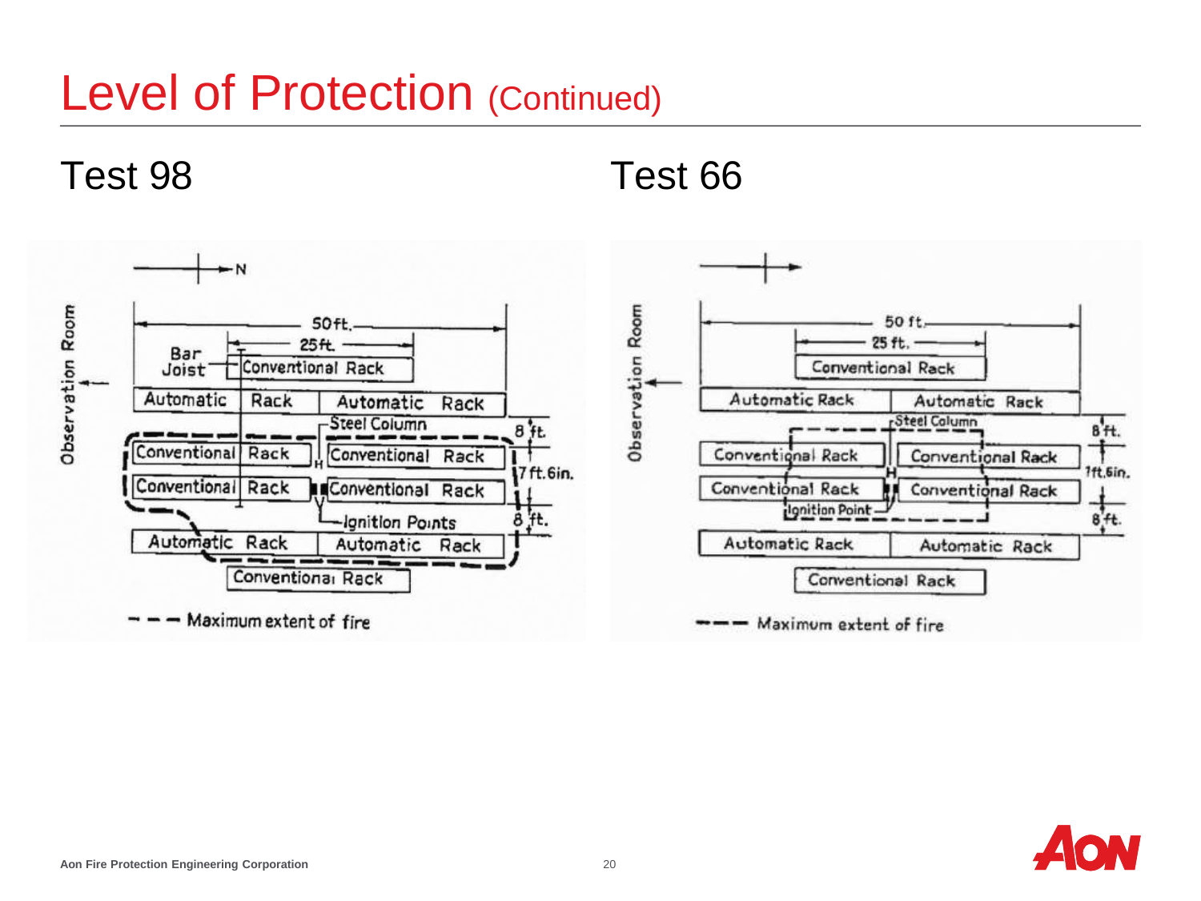# Level of Protection (Continued)

## Test 98

N

Observation Room

50 ft.

25 ft.

Bar Joist

Conventional Rack

Automatic Rack | Automatic Rack

Steel Column

Conventional Rack | Conventional Rack

Conventional Rack | Conventional Rack

Ignition Points

Automatic Rack | Automatic Rack

Conventional Rack

8 ft.

7 ft. 6 in.

8 ft.

- - - Maximum extent of fire

## Test 66

Observation Room

50 ft.

25 ft.

Conventional Rack

Automatic Rack | Automatic Rack

Steel Column

Conventional Rack | Conventional Rack

Conventional Rack | Conventional Rack

Ignition Point

Automatic Rack | Automatic Rack

Conventional Rack

8 ft.

7 ft. 6 in.

8 ft.

- - - Maximum extent of fire

Aon Fire Protection Engineering Corporation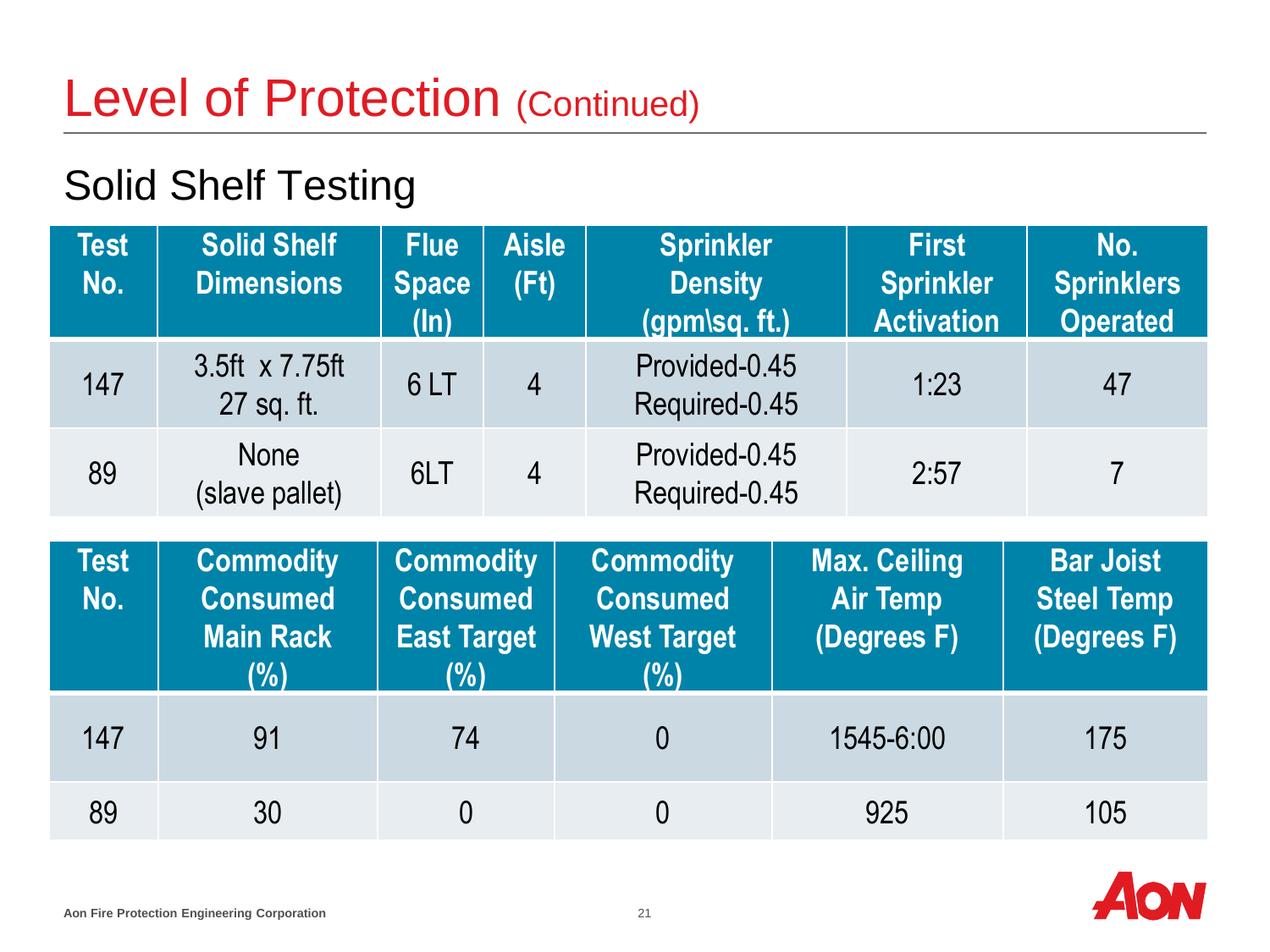# Level of Protection (Continued)

## Solid Shelf Testing

| Test No. | Solid Shelf Dimensions | Flue Space (In) | Aisle (Ft) | Sprinkler Density (gpm\sq. ft.) | First Sprinkler Activation | No. Sprinklers Operated |
|---|---|---|---|---|---|---|
| 147 | 3.5ft x 7.75ft 27 sq. ft. | 6 LT | 4 | Provided-0.45 Required-0.45 | 1:23 | 47 |
| 89 | None (slave pallet) | 6LT | 4 | Provided-0.45 Required-0.45 | 2:57 | 7 |

| Test No. | Commodity Consumed Main Rack (%) | Commodity Consumed East Target (%) | Commodity Consumed West Target (%) | Max. Ceiling Air Temp (Degrees F) | Bar Joist Steel Temp (Degrees F) |
|---|---|---|---|---|---|
| 147 | 91 | 74 | 0 | 1545-6:00 | 175 |
| 89 | 30 | 0 | 0 | 925 | 105 |

Aon Fire Protection Engineering Corporation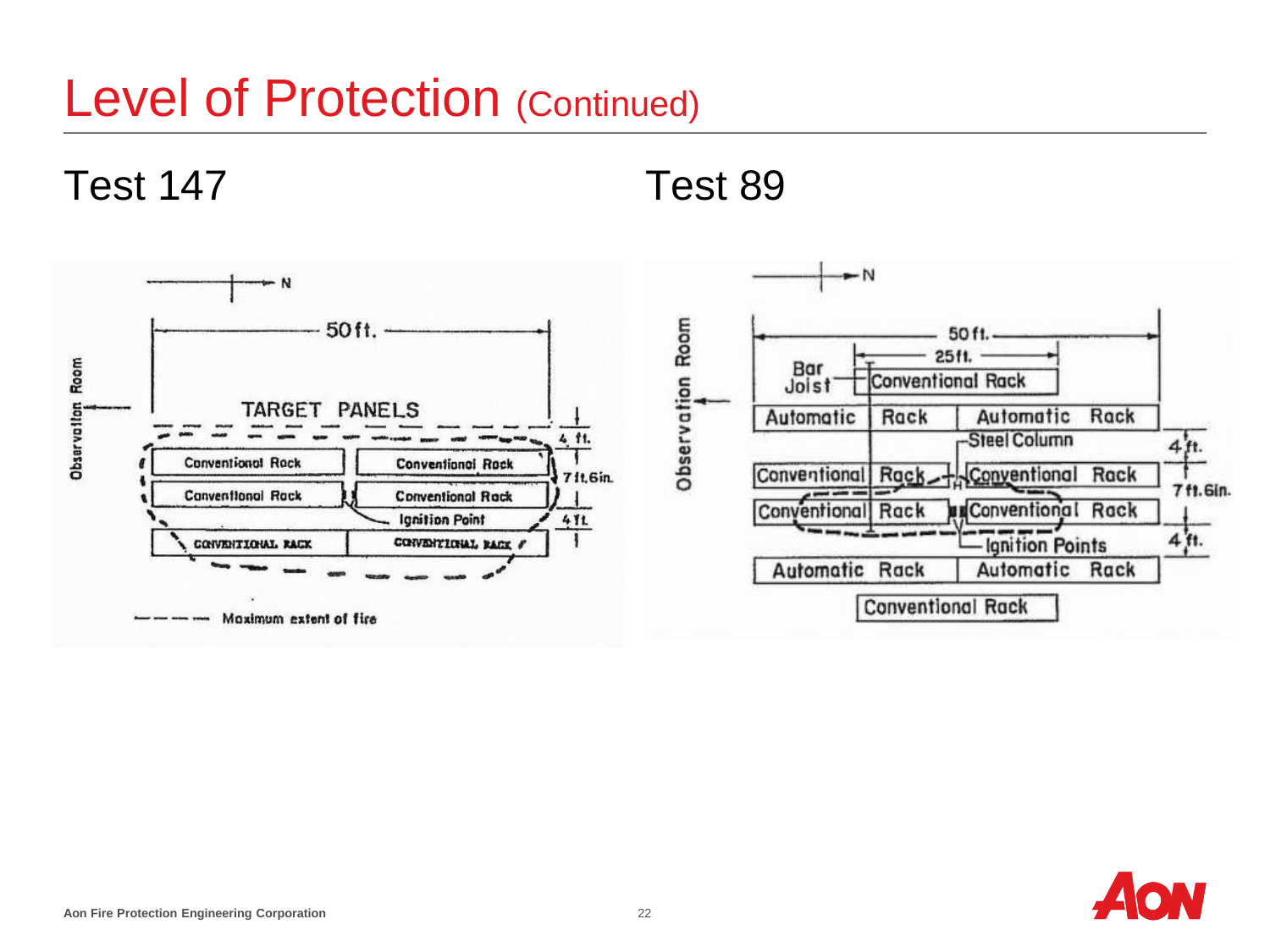# Level of Protection (Continued)

## Test 147

## Test 89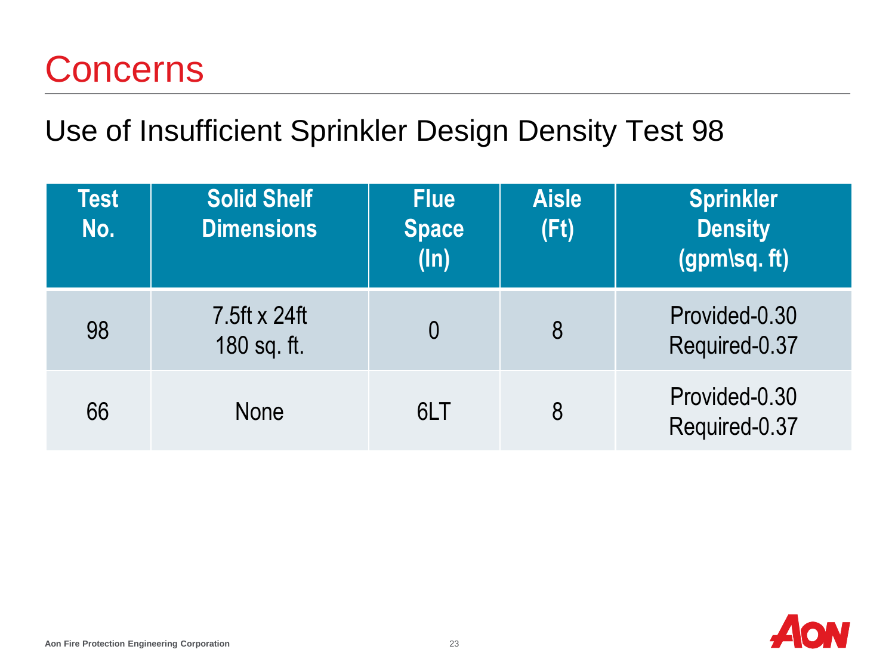# Concerns

## Use of Insufficient Sprinkler Design Density Test 98

| Test No. | Solid Shelf Dimensions | Flue Space (In) | Aisle (Ft) | Sprinkler Density (gpm\sq. ft) |
|---|---|---|---|---|
| 98 | 7.5ft x 24ft<br>180 sq. ft. | 0 | 8 | Provided-0.30<br>Required-0.37 |
| 66 | None | 6LT | 8 | Provided-0.30<br>Required-0.37 |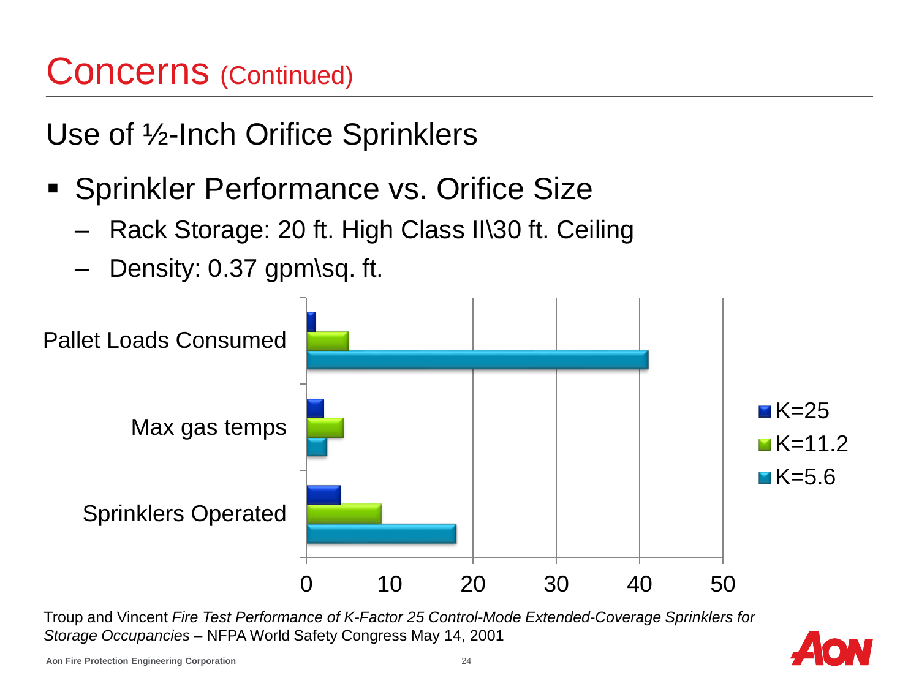# Concerns (Continued)

## Use of ½-Inch Orifice Sprinklers

- Sprinkler Performance vs. Orifice Size
  - Rack Storage: 20 ft. High Class II\30 ft. Ceiling
  - Density: 0.37 gpm\sq. ft.

| | K=25 | K=11.2 | K=5.6 |
|---|---|---|---|
| Pallet Loads Consumed | 1 | 5 | 41 |
| Max gas temps | 2 | 4.4 | 2.4 |
| Sprinklers Operated | 4 | 9 | 18 |

Troup and Vincent *Fire Test Performance of K-Factor 25 Control-Mode Extended-Coverage Sprinklers for Storage Occupancies* – NFPA World Safety Congress May 14, 2001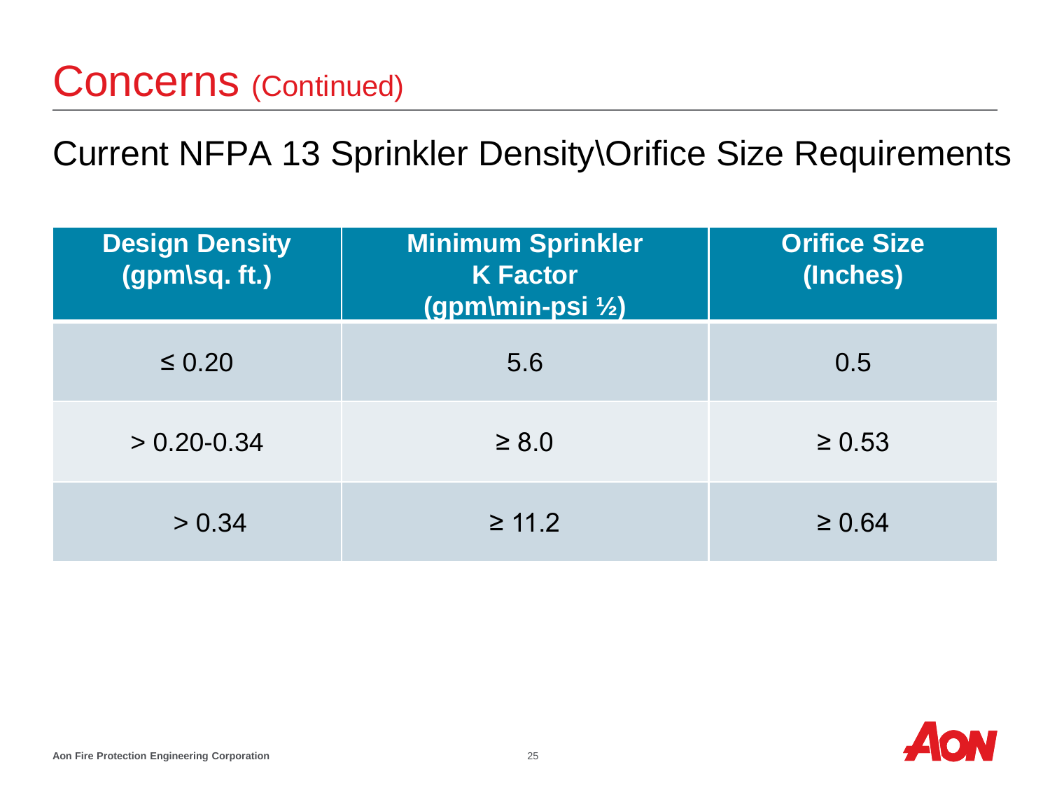# Concerns (Continued)

## Current NFPA 13 Sprinkler Density\Orifice Size Requirements

| Design Density (gpm\sq. ft.) | Minimum Sprinkler K Factor (gpm\min-psi ½) | Orifice Size (Inches) |
|---|---|---|
| ≤ 0.20 | 5.6 | 0.5 |
| > 0.20-0.34 | ≥ 8.0 | ≥ 0.53 |
| > 0.34 | ≥ 11.2 | ≥ 0.64 |

Aon Fire Protection Engineering Corporation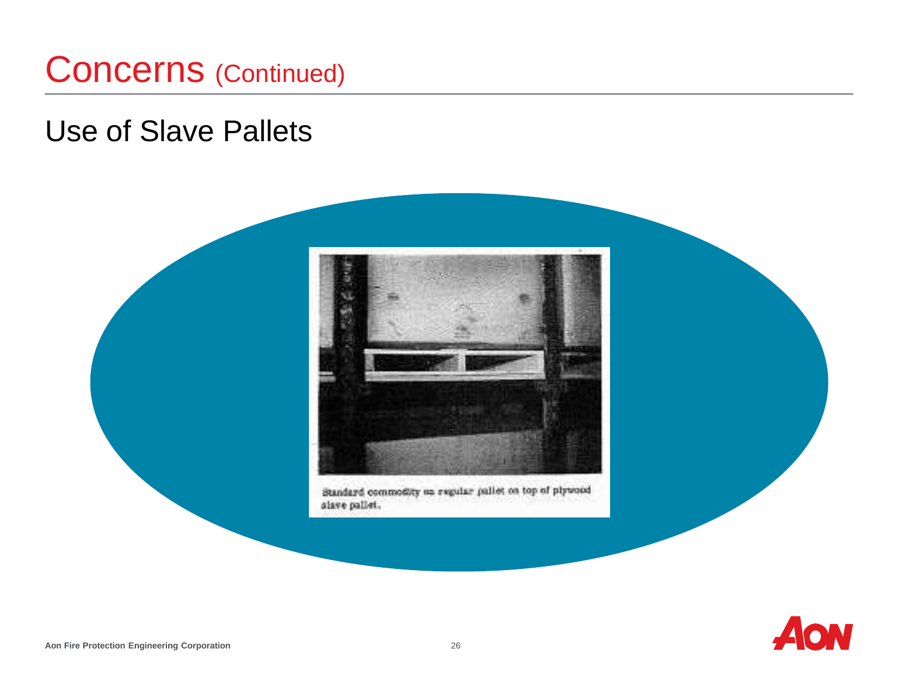# Concerns (Continued)

## Use of Slave Pallets

Standard commodity on regular pallet on top of plywood slave pallet.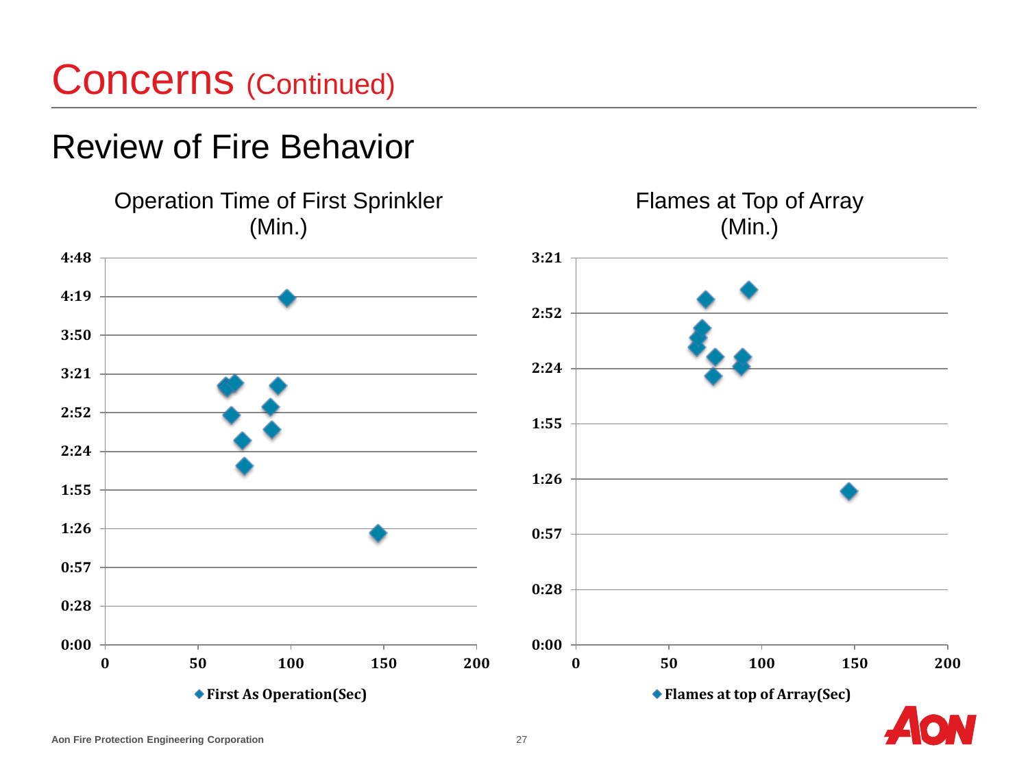# Concerns (Continued)

## Review of Fire Behavior

### Operation Time of First Sprinkler (Min.)

Y-axis: 0:00, 0:28, 0:57, 1:26, 1:55, 2:24, 2:52, 3:21, 3:50, 4:19, 4:48

X-axis: 0, 50, 100, 150, 200

◆ First As Operation(Sec)

### Flames at Top of Array (Min.)

Y-axis: 0:00, 0:28, 0:57, 1:26, 1:55, 2:24, 2:52, 3:21

X-axis: 0, 50, 100, 150, 200

◆ Flames at top of Array(Sec)

Aon Fire Protection Engineering Corporation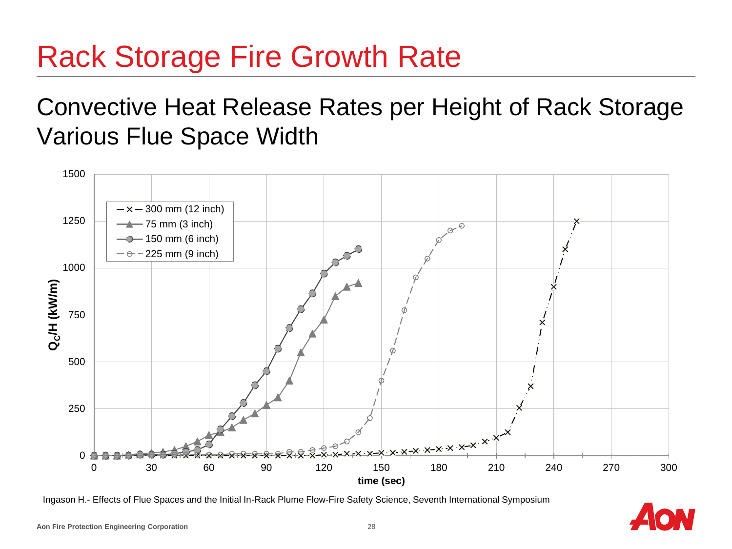# Rack Storage Fire Growth Rate

## Convective Heat Release Rates per Height of Rack Storage Various Flue Space Width

Ingason H.- Effects of Flue Spaces and the Initial In-Rack Plume Flow-Fire Safety Science, Seventh International Symposium

**Aon Fire Protection Engineering Corporation**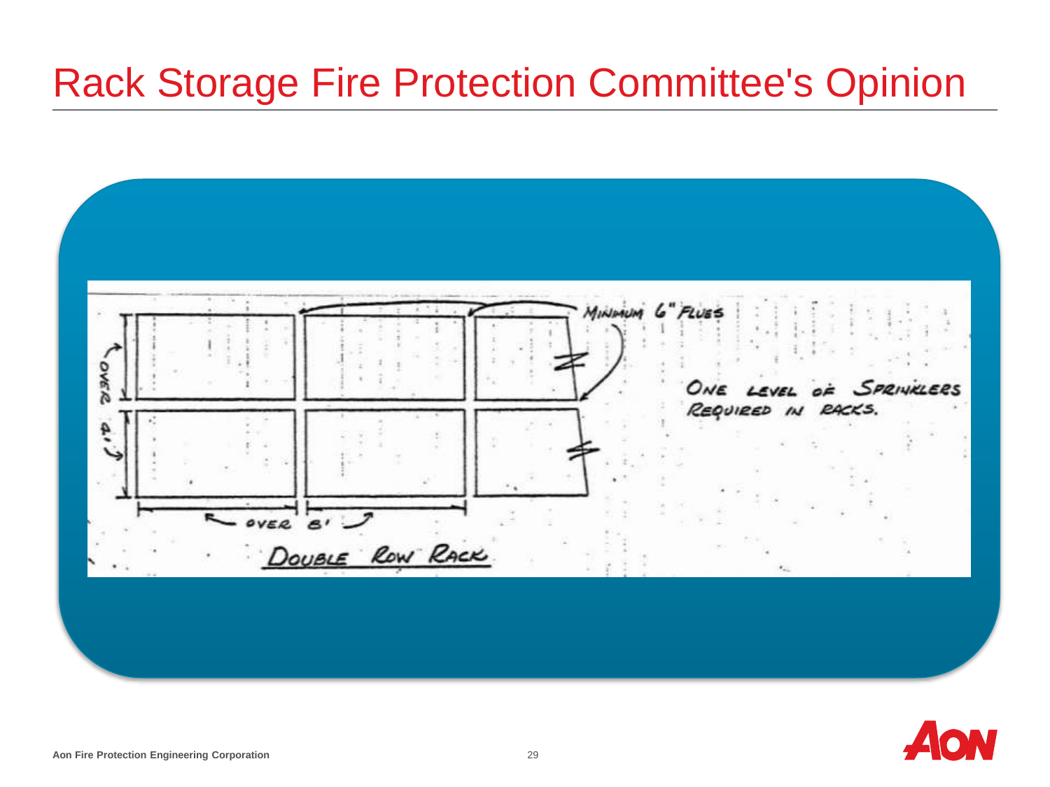# Rack Storage Fire Protection Committee's Opinion

MINIMUM 6" FLUES

ONE LEVEL OF SPRINKLERS REQUIRED IN RACKS.

OVER 4'

OVER 8'

DOUBLE ROW RACK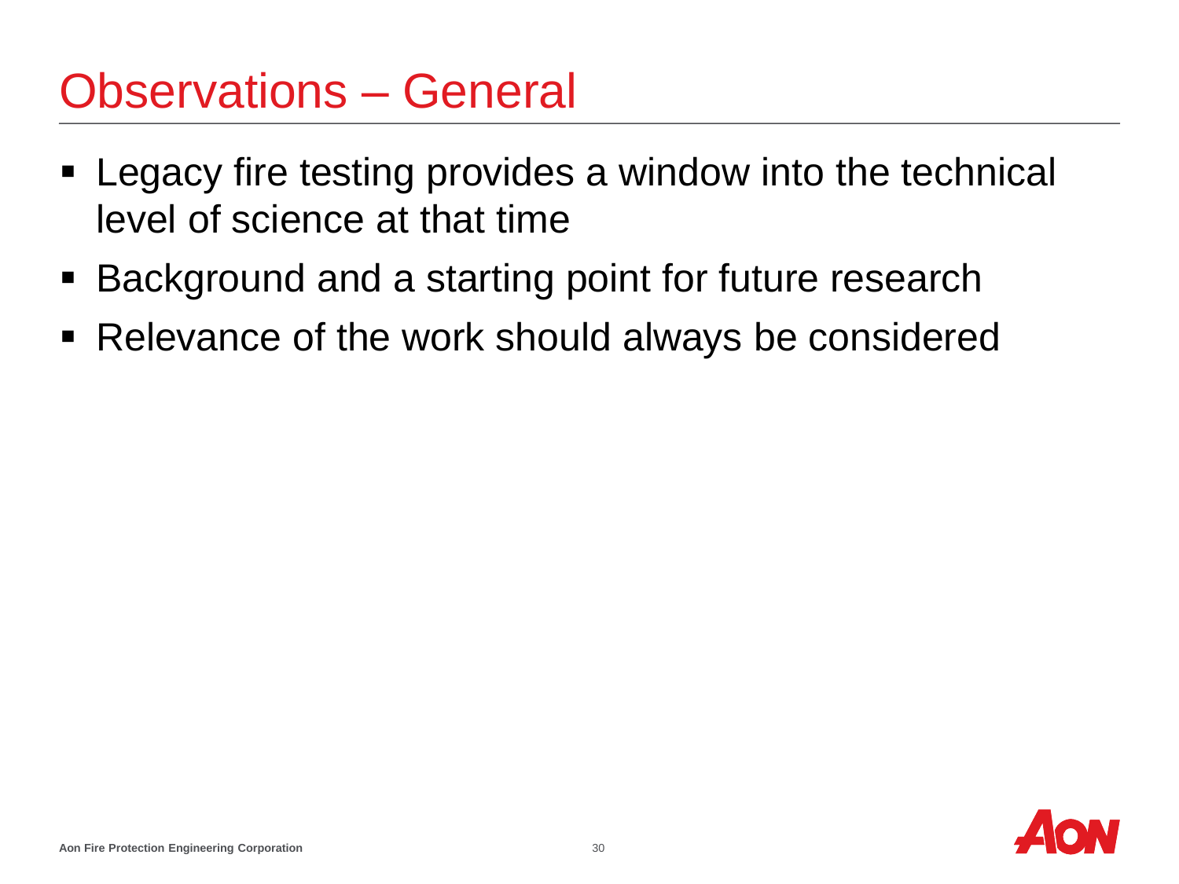# Observations – General

- Legacy fire testing provides a window into the technical level of science at that time
- Background and a starting point for future research
- Relevance of the work should always be considered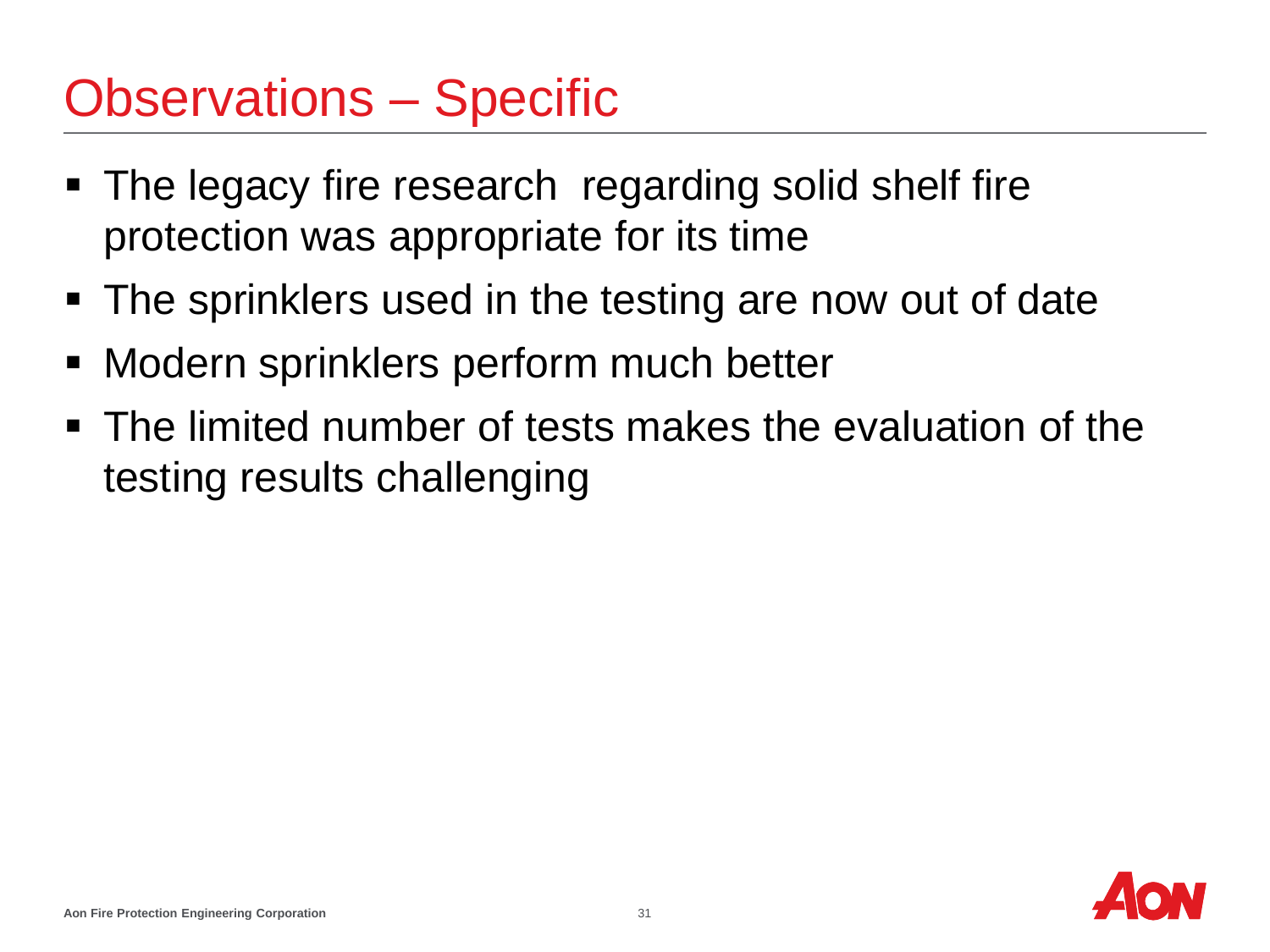# Observations – Specific

- The legacy fire research regarding solid shelf fire protection was appropriate for its time
- The sprinklers used in the testing are now out of date
- Modern sprinklers perform much better
- The limited number of tests makes the evaluation of the testing results challenging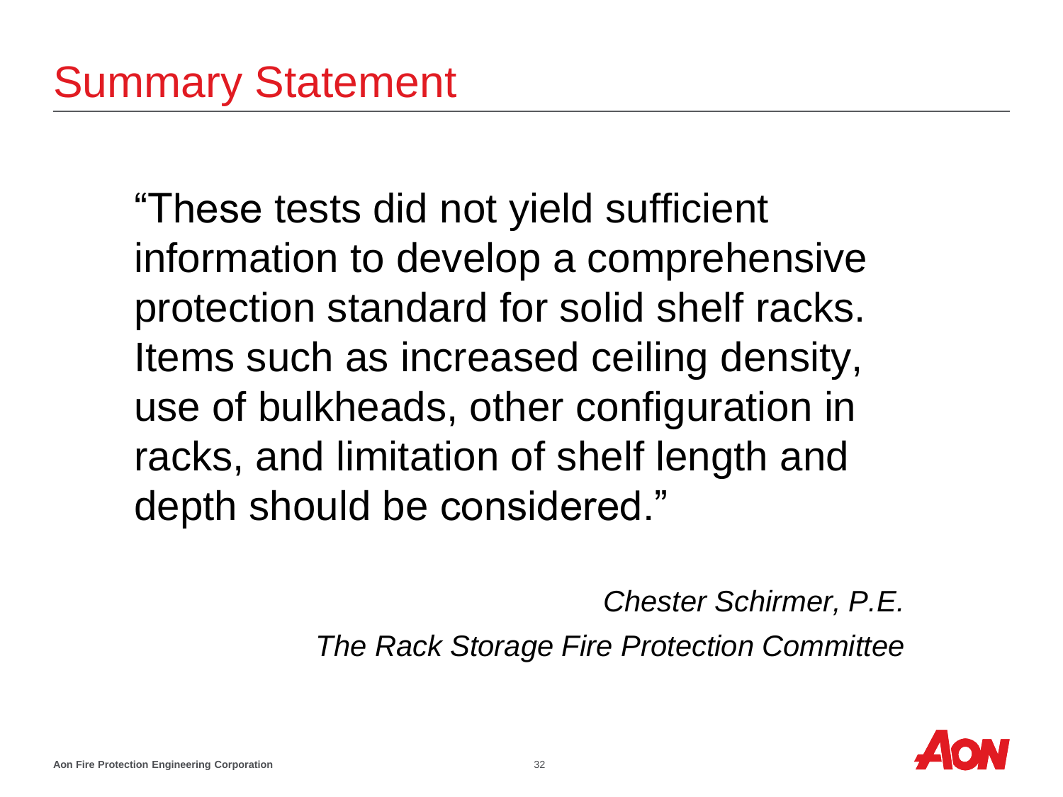# Summary Statement

"These tests did not yield sufficient information to develop a comprehensive protection standard for solid shelf racks. Items such as increased ceiling density, use of bulkheads, other configuration in racks, and limitation of shelf length and depth should be considered."

*Chester Schirmer, P.E.*

*The Rack Storage Fire Protection Committee*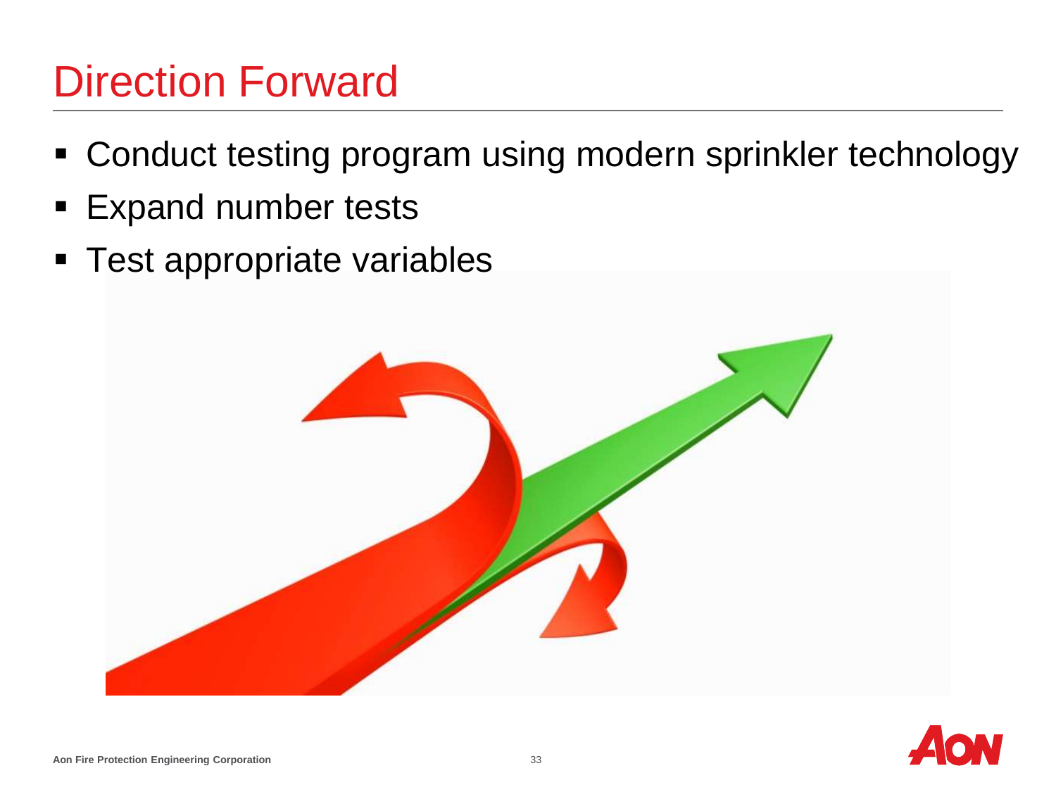# Direction Forward

- Conduct testing program using modern sprinkler technology
- Expand number tests
- Test appropriate variables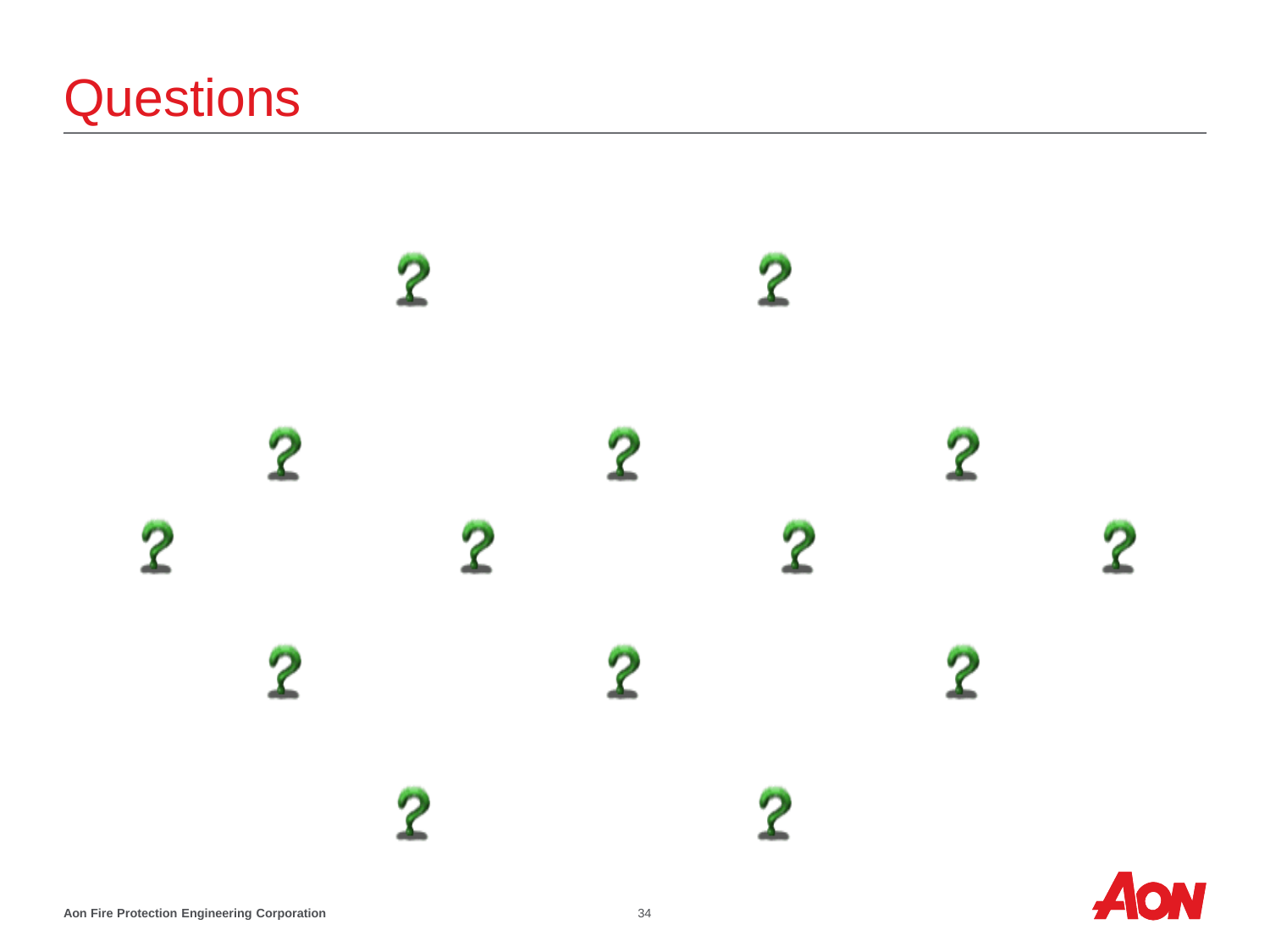# Questions